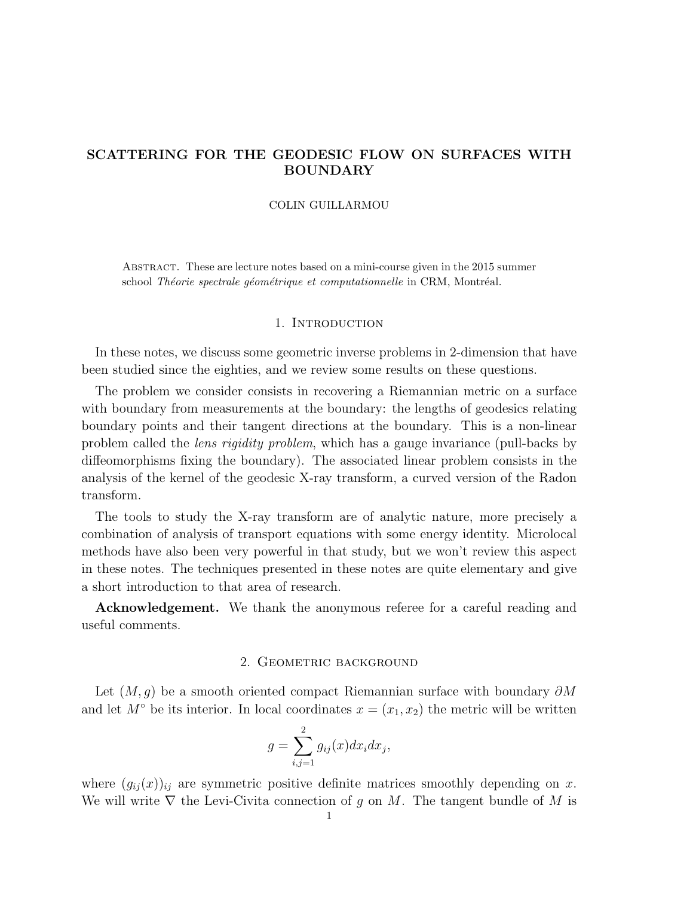# SCATTERING FOR THE GEODESIC FLOW ON SURFACES WITH BOUNDARY

COLIN GUILLARMOU

Abstract. These are lecture notes based on a mini-course given in the 2015 summer school *Théorie spectrale géométrique et computationnelle* in CRM, Montréal.

## 1. Introduction

In these notes, we discuss some geometric inverse problems in 2-dimension that have been studied since the eighties, and we review some results on these questions.

The problem we consider consists in recovering a Riemannian metric on a surface with boundary from measurements at the boundary: the lengths of geodesics relating boundary points and their tangent directions at the boundary. This is a non-linear problem called the *lens rigidity problem*, which has a gauge invariance (pull-backs by diffeomorphisms fixing the boundary). The associated linear problem consists in the analysis of the kernel of the geodesic X-ray transform, a curved version of the Radon transform.

The tools to study the X-ray transform are of analytic nature, more precisely a combination of analysis of transport equations with some energy identity. Microlocal methods have also been very powerful in that study, but we won't review this aspect in these notes. The techniques presented in these notes are quite elementary and give a short introduction to that area of research.

**Acknowledgement.** We thank the anonymous referee for a careful reading and useful comments.

## 2. Geometric background

Let $(M, g)$ be a smooth oriented compact Riemannian surface with boundary $\partial M$ and let $M^\circ$ be its interior. In local coordinates $x = (x_1, x_2)$ the metric will be written

$$g = \sum_{i,j=1}^{2} g_{ij}(x) dx_i dx_j,$$

where $(g_{ij}(x))_{ij}$ are symmetric positive definite matrices smoothly depending on $x$. We will write $\nabla$ the Levi-Civita connection of $g$ on $M$. The tangent bundle of $M$ is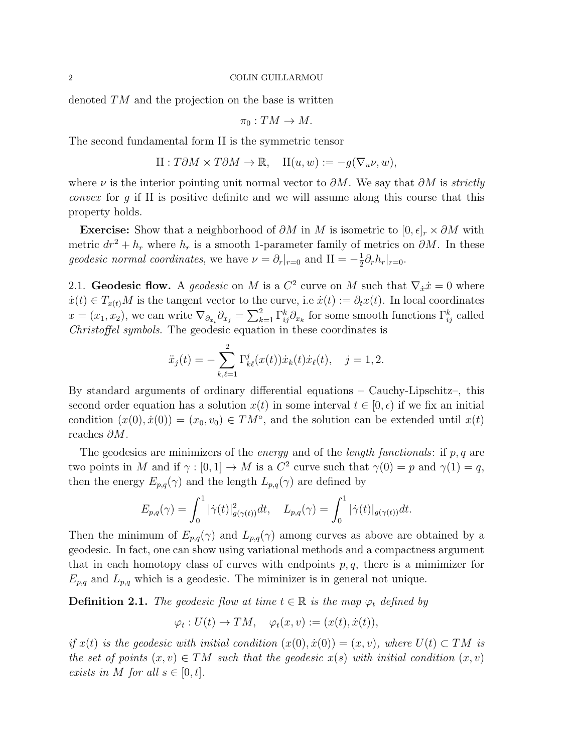denoted $TM$ and the projection on the base is written

$$\pi_0 : TM \to M.$$

The second fundamental form II is the symmetric tensor

$$\mathrm{II} : T\partial M \times T\partial M \to \mathbb{R}, \quad \mathrm{II}(u, w) := -g(\nabla_u \nu, w),$$

where $\nu$ is the interior pointing unit normal vector to $\partial M$. We say that $\partial M$ is *strictly convex* for $g$ if II is positive definite and we will assume along this course that this property holds.

**Exercise:** Show that a neighborhood of $\partial M$ in $M$ is isometric to $[0, \epsilon]_r \times \partial M$ with metric $dr^2 + h_r$ where $h_r$ is a smooth 1-parameter family of metrics on $\partial M$. In these *geodesic normal coordinates*, we have $\nu = \partial_r|_{r=0}$ and $\mathrm{II} = -\frac{1}{2}\partial_r h_r|_{r=0}$.

2.1. **Geodesic flow.** A *geodesic* on $M$ is a $C^2$ curve on $M$ such that $\nabla_{\dot{x}}\dot{x} = 0$ where $\dot{x}(t) \in T_{x(t)}M$ is the tangent vector to the curve, i.e $\dot{x}(t) := \partial_t x(t)$. In local coordinates $x = (x_1, x_2)$, we can write $\nabla_{\partial_{x_i}} \partial_{x_j} = \sum_{k=1}^{2} \Gamma_{ij}^k \partial_{x_k}$ for some smooth functions $\Gamma_{ij}^k$ called *Christoffel symbols*. The geodesic equation in these coordinates is

$$\ddot{x}_j(t) = -\sum_{k,\ell=1}^{2} \Gamma_{k\ell}^j(x(t))\dot{x}_k(t)\dot{x}_\ell(t), \quad j = 1, 2.$$

By standard arguments of ordinary differential equations – Cauchy-Lipschitz–, this second order equation has a solution $x(t)$ in some interval $t \in [0, \epsilon)$ if we fix an initial condition $(x(0), \dot{x}(0)) = (x_0, v_0) \in TM^\circ$, and the solution can be extended until $x(t)$ reaches $\partial M$.

The geodesics are minimizers of the *energy* and of the *length functionals*: if $p, q$ are two points in $M$ and if $\gamma : [0, 1] \to M$ is a $C^2$ curve such that $\gamma(0) = p$ and $\gamma(1) = q$, then the energy $E_{p,q}(\gamma)$ and the length $L_{p,q}(\gamma)$ are defined by

$$E_{p,q}(\gamma) = \int_0^1 |\dot{\gamma}(t)|^2_{g(\gamma(t))} dt, \quad L_{p,q}(\gamma) = \int_0^1 |\dot{\gamma}(t)|_{g(\gamma(t))} dt.$$

Then the minimum of $E_{p,q}(\gamma)$ and $L_{p,q}(\gamma)$ among curves as above are obtained by a geodesic. In fact, one can show using variational methods and a compactness argument that in each homotopy class of curves with endpoints $p, q$, there is a mimimizer for $E_{p,q}$ and $L_{p,q}$ which is a geodesic. The miminizer is in general not unique.

**Definition 2.1.** *The geodesic flow at time $t \in \mathbb{R}$ is the map $\varphi_t$ defined by*

$$\varphi_t : U(t) \to TM, \quad \varphi_t(x, v) := (x(t), \dot{x}(t)),$$

*if $x(t)$ is the geodesic with initial condition $(x(0), \dot{x}(0)) = (x, v)$, where $U(t) \subset TM$ is the set of points $(x, v) \in TM$ such that the geodesic $x(s)$ with initial condition $(x, v)$ exists in $M$ for all $s \in [0, t]$.*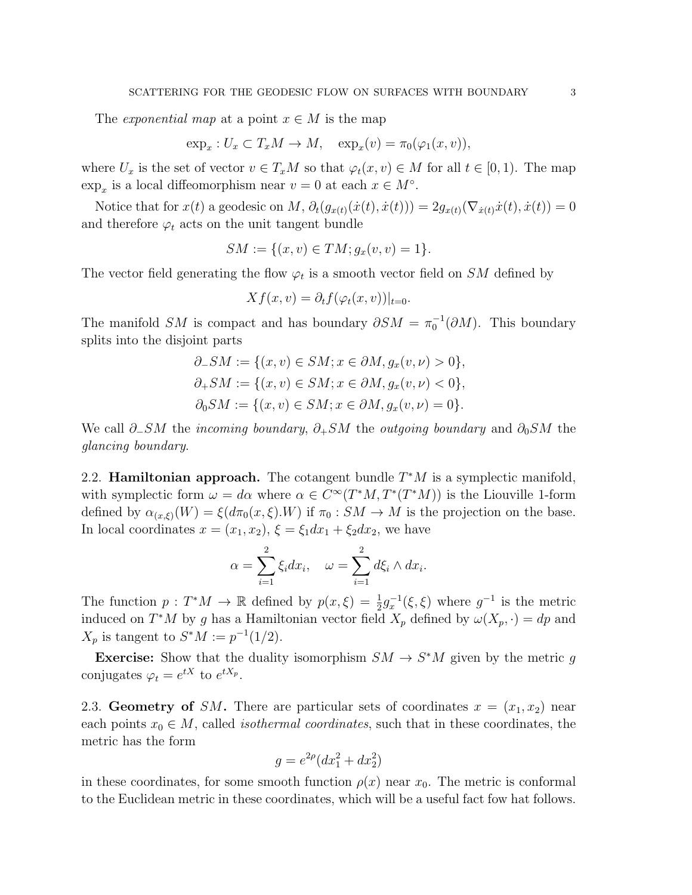The *exponential map* at a point $x \in M$ is the map

$$\exp_x : U_x \subset T_xM \to M, \quad \exp_x(v) = \pi_0(\varphi_1(x,v)),$$

where $U_x$ is the set of vector $v \in T_xM$ so that $\varphi_t(x,v) \in M$ for all $t \in [0,1)$. The map $\exp_x$ is a local diffeomorphism near $v = 0$ at each $x \in M^\circ$.

Notice that for $x(t)$ a geodesic on $M$, $\partial_t(g_{x(t)}(\dot{x}(t), \dot{x}(t))) = 2g_{x(t)}(\nabla_{\dot{x}(t)}\dot{x}(t), \dot{x}(t)) = 0$ and therefore $\varphi_t$ acts on the unit tangent bundle

$$SM := \{(x,v) \in TM; g_x(v,v) = 1\}.$$

The vector field generating the flow $\varphi_t$ is a smooth vector field on $SM$ defined by

$$Xf(x,v) = \partial_t f(\varphi_t(x,v))|_{t=0}.$$

The manifold $SM$ is compact and has boundary $\partial SM = \pi_0^{-1}(\partial M)$. This boundary splits into the disjoint parts

$$\partial_- SM := \{(x,v) \in SM; x \in \partial M, g_x(v,\nu) > 0\},$$
$$\partial_+ SM := \{(x,v) \in SM; x \in \partial M, g_x(v,\nu) < 0\},$$
$$\partial_0 SM := \{(x,v) \in SM; x \in \partial M, g_x(v,\nu) = 0\}.$$

We call $\partial_- SM$ the *incoming boundary*, $\partial_+ SM$ the *outgoing boundary* and $\partial_0 SM$ the *glancing boundary*.

### 2.2. Hamiltonian approach.

The cotangent bundle $T^*M$ is a symplectic manifold, with symplectic form $\omega = d\alpha$ where $\alpha \in C^\infty(T^*M, T^*(T^*M))$ is the Liouville 1-form defined by $\alpha_{(x,\xi)}(W) = \xi(d\pi_0(x,\xi).W)$ if $\pi_0 : SM \to M$ is the projection on the base. In local coordinates $x = (x_1, x_2)$, $\xi = \xi_1 dx_1 + \xi_2 dx_2$, we have

$$\alpha = \sum_{i=1}^{2} \xi_i dx_i, \quad \omega = \sum_{i=1}^{2} d\xi_i \wedge dx_i.$$

The function $p : T^*M \to \mathbb{R}$ defined by $p(x,\xi) = \frac{1}{2}g_x^{-1}(\xi,\xi)$ where $g^{-1}$ is the metric induced on $T^*M$ by $g$ has a Hamiltonian vector field $X_p$ defined by $\omega(X_p, \cdot) = dp$ and $X_p$ is tangent to $S^*M := p^{-1}(1/2)$.

**Exercise:** Show that the duality isomorphism $SM \to S^*M$ given by the metric $g$ conjugates $\varphi_t = e^{tX}$ to $e^{tX_p}$.

### 2.3. Geometry of $SM$.

There are particular sets of coordinates $x = (x_1, x_2)$ near each points $x_0 \in M$, called *isothermal coordinates*, such that in these coordinates, the metric has the form

$$g = e^{2\rho}(dx_1^2 + dx_2^2)$$

in these coordinates, for some smooth function $\rho(x)$ near $x_0$. The metric is conformal to the Euclidean metric in these coordinates, which will be a useful fact fow hat follows.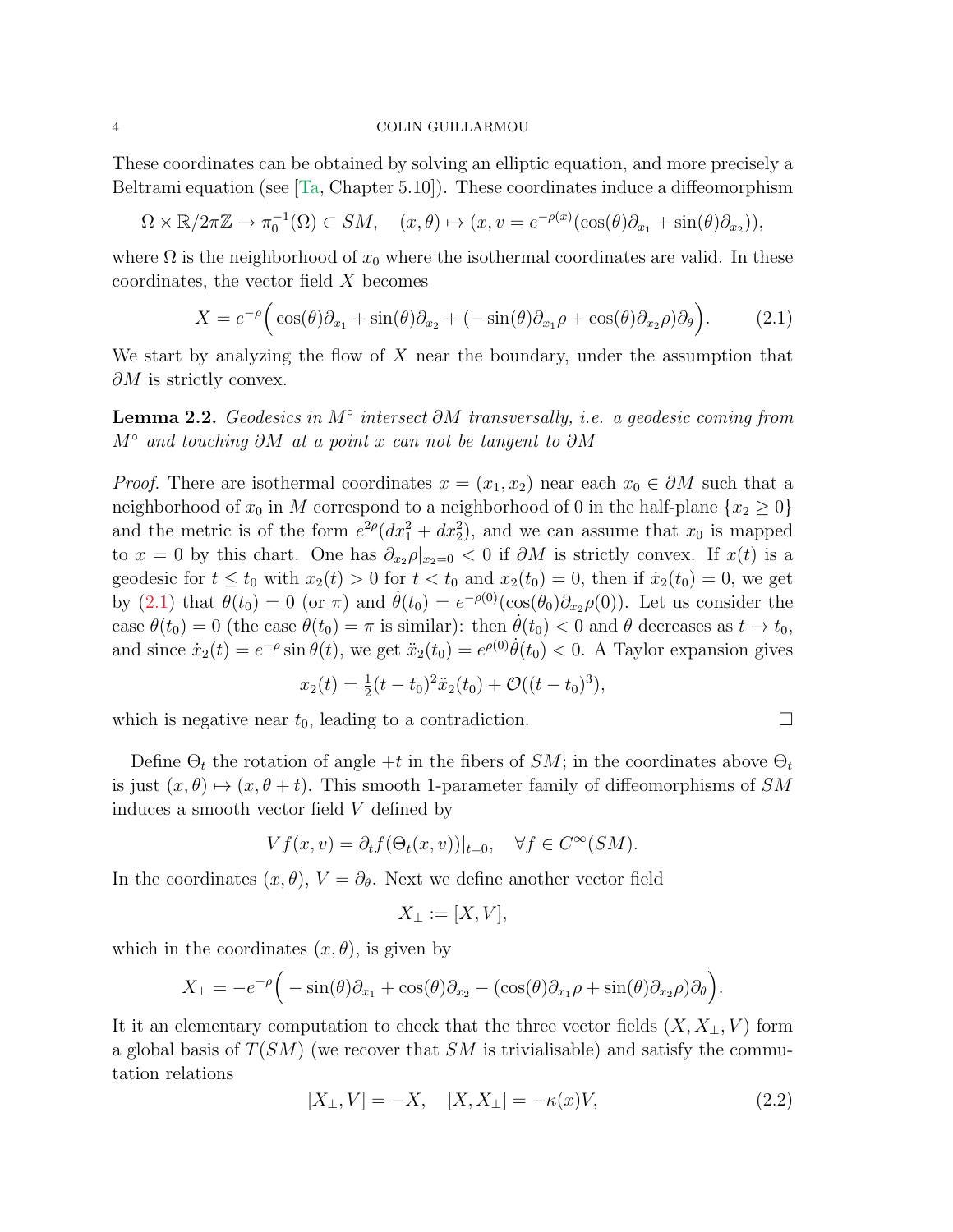These coordinates can be obtained by solving an elliptic equation, and more precisely a Beltrami equation (see [Ta, Chapter 5.10]). These coordinates induce a diffeomorphism

$$\Omega \times \mathbb{R}/2\pi\mathbb{Z} \to \pi_0^{-1}(\Omega) \subset SM, \quad (x,\theta) \mapsto (x, v = e^{-\rho(x)}(\cos(\theta)\partial_{x_1} + \sin(\theta)\partial_{x_2})),$$

where $\Omega$ is the neighborhood of $x_0$ where the isothermal coordinates are valid. In these coordinates, the vector field $X$ becomes

$$X = e^{-\rho}\Big(\cos(\theta)\partial_{x_1} + \sin(\theta)\partial_{x_2} + (-\sin(\theta)\partial_{x_1}\rho + \cos(\theta)\partial_{x_2}\rho)\partial_\theta\Big). \tag{2.1}$$

We start by analyzing the flow of $X$ near the boundary, under the assumption that $\partial M$ is strictly convex.

**Lemma 2.2.** *Geodesics in $M^\circ$ intersect $\partial M$ transversally, i.e. a geodesic coming from $M^\circ$ and touching $\partial M$ at a point $x$ can not be tangent to $\partial M$*

*Proof.* There are isothermal coordinates $x = (x_1, x_2)$ near each $x_0 \in \partial M$ such that a neighborhood of $x_0$ in $M$ correspond to a neighborhood of 0 in the half-plane $\{x_2 \geq 0\}$ and the metric is of the form $e^{2\rho}(dx_1^2 + dx_2^2)$, and we can assume that $x_0$ is mapped to $x = 0$ by this chart. One has $\partial_{x_2}\rho|_{x_2=0} < 0$ if $\partial M$ is strictly convex. If $x(t)$ is a geodesic for $t \leq t_0$ with $x_2(t) > 0$ for $t < t_0$ and $x_2(t_0) = 0$, then if $\dot{x}_2(t_0) = 0$, we get by (2.1) that $\theta(t_0) = 0$ (or $\pi$) and $\dot{\theta}(t_0) = e^{-\rho(0)}(\cos(\theta_0)\partial_{x_2}\rho(0))$. Let us consider the case $\theta(t_0) = 0$ (the case $\theta(t_0) = \pi$ is similar): then $\dot{\theta}(t_0) < 0$ and $\theta$ decreases as $t \to t_0$, and since $\dot{x}_2(t) = e^{-\rho}\sin\theta(t)$, we get $\ddot{x}_2(t_0) = e^{\rho(0)}\dot{\theta}(t_0) < 0$. A Taylor expansion gives

$$x_2(t) = \tfrac{1}{2}(t - t_0)^2\ddot{x}_2(t_0) + \mathcal{O}((t - t_0)^3),$$

which is negative near $t_0$, leading to a contradiction. $\square$

Define $\Theta_t$ the rotation of angle $+t$ in the fibers of $SM$; in the coordinates above $\Theta_t$ is just $(x,\theta) \mapsto (x, \theta + t)$. This smooth 1-parameter family of diffeomorphisms of $SM$ induces a smooth vector field $V$ defined by

$$Vf(x,v) = \partial_t f(\Theta_t(x,v))|_{t=0}, \quad \forall f \in C^\infty(SM).$$

In the coordinates $(x,\theta)$, $V = \partial_\theta$. Next we define another vector field

$$X_\perp := [X, V],$$

which in the coordinates $(x,\theta)$, is given by

$$X_\perp = -e^{-\rho}\Big(-\sin(\theta)\partial_{x_1} + \cos(\theta)\partial_{x_2} - (\cos(\theta)\partial_{x_1}\rho + \sin(\theta)\partial_{x_2}\rho)\partial_\theta\Big).$$

It it an elementary computation to check that the three vector fields $(X, X_\perp, V)$ form a global basis of $T(SM)$ (we recover that $SM$ is trivialisable) and satisfy the commutation relations

$$[X_\perp, V] = -X, \quad [X, X_\perp] = -\kappa(x)V, \tag{2.2}$$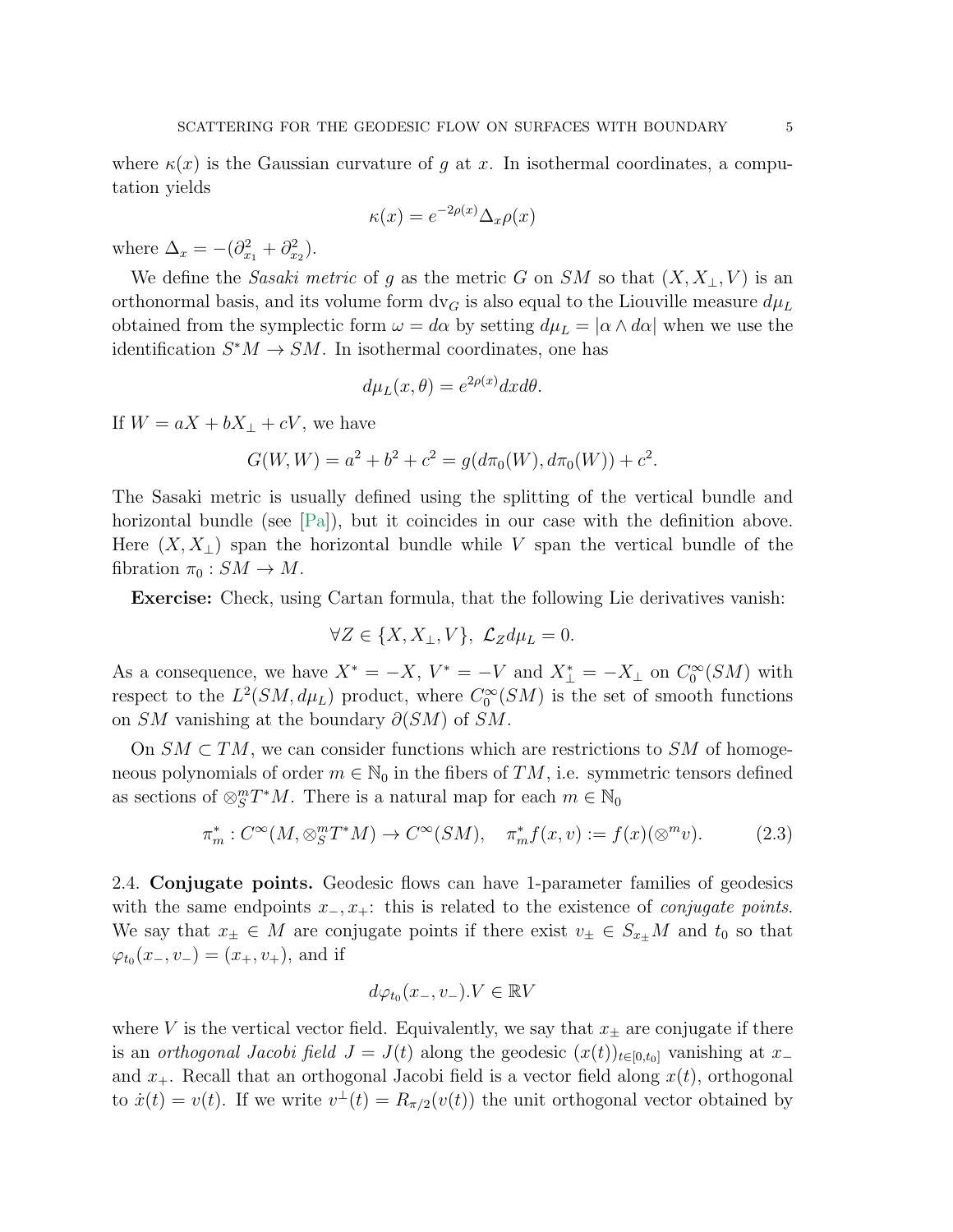where $\kappa(x)$ is the Gaussian curvature of $g$ at $x$. In isothermal coordinates, a computation yields

$$\kappa(x) = e^{-2\rho(x)}\Delta_x \rho(x)$$

where $\Delta_x = -(\partial_{x_1}^2 + \partial_{x_2}^2)$.

We define the *Sasaki metric* of $g$ as the metric $G$ on $SM$ so that $(X, X_\perp, V)$ is an orthonormal basis, and its volume form $\mathrm{dv}_G$ is also equal to the Liouville measure $d\mu_L$ obtained from the symplectic form $\omega = d\alpha$ by setting $d\mu_L = |\alpha \wedge d\alpha|$ when we use the identification $S^*M \to SM$. In isothermal coordinates, one has

$$d\mu_L(x, \theta) = e^{2\rho(x)} dx d\theta.$$

If $W = aX + bX_\perp + cV$, we have

$$G(W, W) = a^2 + b^2 + c^2 = g(d\pi_0(W), d\pi_0(W)) + c^2.$$

The Sasaki metric is usually defined using the splitting of the vertical bundle and horizontal bundle (see [Pa]), but it coincides in our case with the definition above. Here $(X, X_\perp)$ span the horizontal bundle while $V$ span the vertical bundle of the fibration $\pi_0 : SM \to M$.

**Exercise:** Check, using Cartan formula, that the following Lie derivatives vanish:

$$\forall Z \in \{X, X_\perp, V\}, \ \mathcal{L}_Z d\mu_L = 0.$$

As a consequence, we have $X^* = -X$, $V^* = -V$ and $X_\perp^* = -X_\perp$ on $C_0^\infty(SM)$ with respect to the $L^2(SM, d\mu_L)$ product, where $C_0^\infty(SM)$ is the set of smooth functions on $SM$ vanishing at the boundary $\partial(SM)$ of $SM$.

On $SM \subset TM$, we can consider functions which are restrictions to $SM$ of homogeneous polynomials of order $m \in \mathbb{N}_0$ in the fibers of $TM$, i.e. symmetric tensors defined as sections of $\otimes_S^m T^*M$. There is a natural map for each $m \in \mathbb{N}_0$

$$\pi_m^* : C^\infty(M, \otimes_S^m T^*M) \to C^\infty(SM), \quad \pi_m^* f(x, v) := f(x)(\otimes^m v). \tag{2.3}$$

2.4. **Conjugate points.** Geodesic flows can have 1-parameter families of geodesics with the same endpoints $x_-, x_+$: this is related to the existence of *conjugate points*. We say that $x_\pm \in M$ are conjugate points if there exist $v_\pm \in S_{x_\pm}M$ and $t_0$ so that $\varphi_{t_0}(x_-, v_-) = (x_+, v_+)$, and if

$$d\varphi_{t_0}(x_-, v_-).V \in \mathbb{R}V$$

where $V$ is the vertical vector field. Equivalently, we say that $x_\pm$ are conjugate if there is an *orthogonal Jacobi field* $J = J(t)$ along the geodesic $(x(t))_{t\in[0,t_0]}$ vanishing at $x_-$ and $x_+$. Recall that an orthogonal Jacobi field is a vector field along $x(t)$, orthogonal to $\dot{x}(t) = v(t)$. If we write $v^\perp(t) = R_{\pi/2}(v(t))$ the unit orthogonal vector obtained by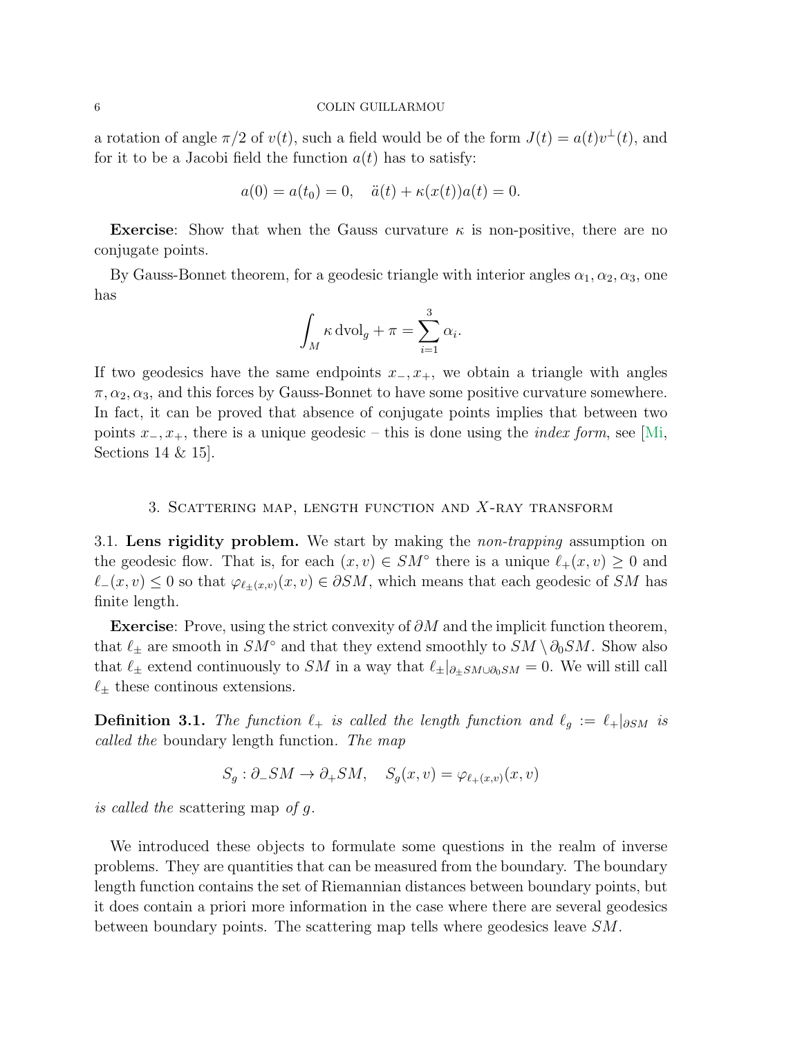a rotation of angle $\pi/2$ of $v(t)$, such a field would be of the form $J(t) = a(t)v^{\perp}(t)$, and for it to be a Jacobi field the function $a(t)$ has to satisfy:

$$a(0) = a(t_0) = 0, \quad \ddot{a}(t) + \kappa(x(t))a(t) = 0.$$

**Exercise**: Show that when the Gauss curvature $\kappa$ is non-positive, there are no conjugate points.

By Gauss-Bonnet theorem, for a geodesic triangle with interior angles $\alpha_1, \alpha_2, \alpha_3$, one has

$$\int_M \kappa \, \mathrm{dvol}_g + \pi = \sum_{i=1}^{3} \alpha_i.$$

If two geodesics have the same endpoints $x_-, x_+$, we obtain a triangle with angles $\pi, \alpha_2, \alpha_3$, and this forces by Gauss-Bonnet to have some positive curvature somewhere. In fact, it can be proved that absence of conjugate points implies that between two points $x_-, x_+$, there is a unique geodesic – this is done using the *index form*, see [Mi, Sections 14 & 15].

## 3. Scattering map, length function and $X$-ray transform

**3.1. Lens rigidity problem.** We start by making the *non-trapping* assumption on the geodesic flow. That is, for each $(x, v) \in SM^\circ$ there is a unique $\ell_+(x, v) \geq 0$ and $\ell_-(x, v) \leq 0$ so that $\varphi_{\ell_\pm(x,v)}(x, v) \in \partial SM$, which means that each geodesic of $SM$ has finite length.

**Exercise**: Prove, using the strict convexity of $\partial M$ and the implicit function theorem, that $\ell_\pm$ are smooth in $SM^\circ$ and that they extend smoothly to $SM \setminus \partial_0 SM$. Show also that $\ell_\pm$ extend continuously to $SM$ in a way that $\ell_\pm|_{\partial_\pm SM \cup \partial_0 SM} = 0$. We will still call $\ell_\pm$ these continous extensions.

**Definition 3.1.** *The function $\ell_+$ is called the length function and $\ell_g := \ell_+|_{\partial SM}$ is called the* boundary length function. *The map*

$$S_g : \partial_- SM \to \partial_+ SM, \quad S_g(x, v) = \varphi_{\ell_+(x,v)}(x, v)$$

*is called the* scattering map *of $g$.*

We introduced these objects to formulate some questions in the realm of inverse problems. They are quantities that can be measured from the boundary. The boundary length function contains the set of Riemannian distances between boundary points, but it does contain a priori more information in the case where there are several geodesics between boundary points. The scattering map tells where geodesics leave $SM$.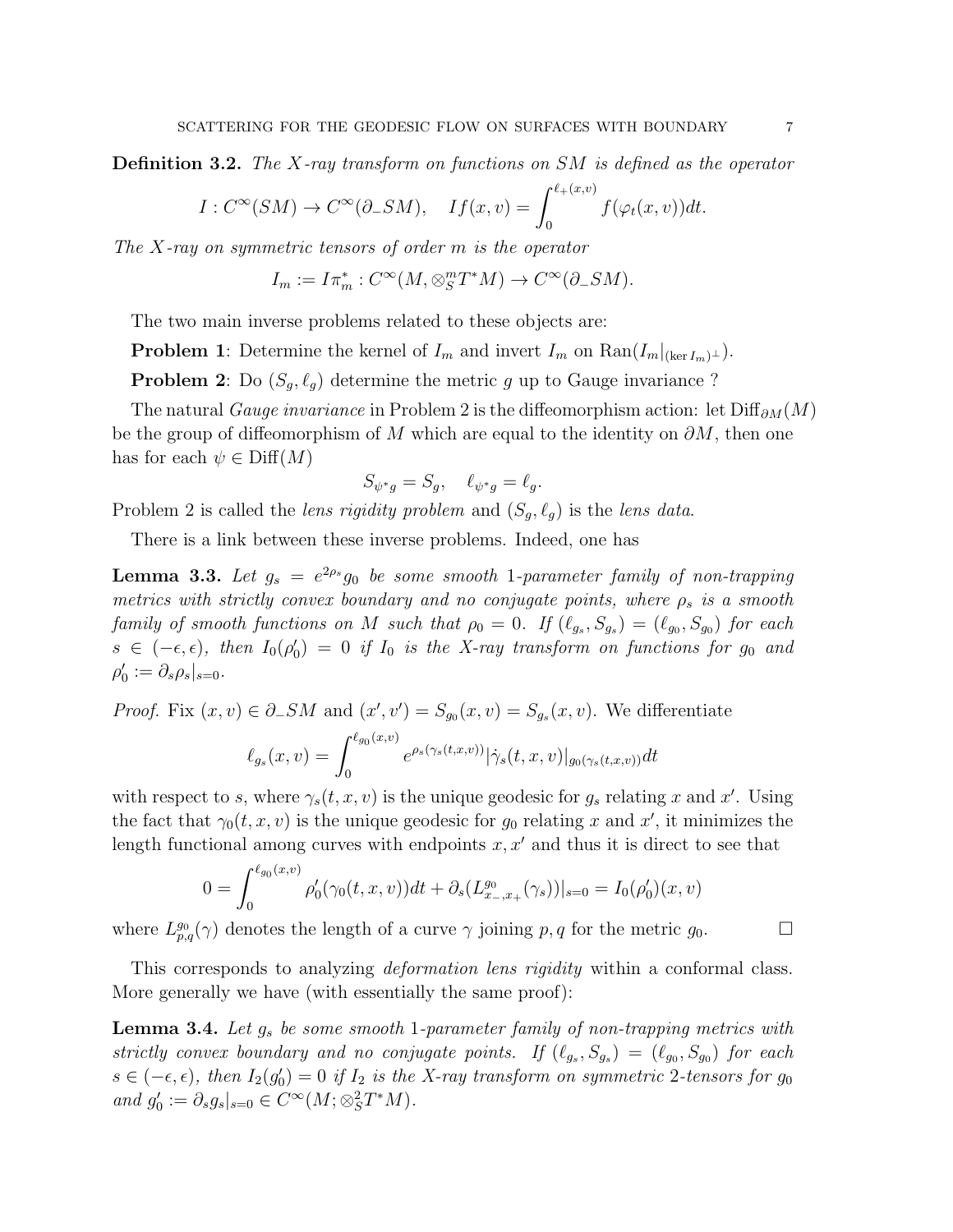**Definition 3.2.** *The X-ray transform on functions on $SM$ is defined as the operator*

$$I : C^\infty(SM) \to C^\infty(\partial_- SM), \quad If(x,v) = \int_0^{\ell_+(x,v)} f(\varphi_t(x,v))dt.$$

*The X-ray on symmetric tensors of order $m$ is the operator*

$$I_m := I\pi_m^* : C^\infty(M, \otimes_S^m T^*M) \to C^\infty(\partial_- SM).$$

The two main inverse problems related to these objects are:

**Problem 1**: Determine the kernel of $I_m$ and invert $I_m$ on $\mathrm{Ran}(I_m|_{(\ker I_m)^\perp})$.

**Problem 2**: Do $(S_g, \ell_g)$ determine the metric $g$ up to Gauge invariance ?

The natural *Gauge invariance* in Problem 2 is the diffeomorphism action: let $\mathrm{Diff}_{\partial M}(M)$ be the group of diffeomorphism of $M$ which are equal to the identity on $\partial M$, then one has for each $\psi \in \mathrm{Diff}(M)$

$$S_{\psi^* g} = S_g, \quad \ell_{\psi^* g} = \ell_g.$$

Problem 2 is called the *lens rigidity problem* and $(S_g, \ell_g)$ is the *lens data*.

There is a link between these inverse problems. Indeed, one has

**Lemma 3.3.** *Let $g_s = e^{2\rho_s} g_0$ be some smooth 1-parameter family of non-trapping metrics with strictly convex boundary and no conjugate points, where $\rho_s$ is a smooth family of smooth functions on $M$ such that $\rho_0 = 0$. If $(\ell_{g_s}, S_{g_s}) = (\ell_{g_0}, S_{g_0})$ for each $s \in (-\epsilon, \epsilon)$, then $I_0(\rho_0') = 0$ if $I_0$ is the X-ray transform on functions for $g_0$ and $\rho_0' := \partial_s \rho_s|_{s=0}$.*

*Proof.* Fix $(x,v) \in \partial_- SM$ and $(x', v') = S_{g_0}(x,v) = S_{g_s}(x,v)$. We differentiate

$$\ell_{g_s}(x,v) = \int_0^{\ell_{g_0}(x,v)} e^{\rho_s(\gamma_s(t,x,v))} |\dot{\gamma}_s(t,x,v)|_{g_0(\gamma_s(t,x,v))} dt$$

with respect to $s$, where $\gamma_s(t,x,v)$ is the unique geodesic for $g_s$ relating $x$ and $x'$. Using the fact that $\gamma_0(t,x,v)$ is the unique geodesic for $g_0$ relating $x$ and $x'$, it minimizes the length functional among curves with endpoints $x, x'$ and thus it is direct to see that

$$0 = \int_0^{\ell_{g_0}(x,v)} \rho_0'(\gamma_0(t,x,v))dt + \partial_s(L^{g_0}_{x_-,x_+}(\gamma_s))|_{s=0} = I_0(\rho_0')(x,v)$$

where $L^{g_0}_{p,q}(\gamma)$ denotes the length of a curve $\gamma$ joining $p, q$ for the metric $g_0$. $\square$

This corresponds to analyzing *deformation lens rigidity* within a conformal class. More generally we have (with essentially the same proof):

**Lemma 3.4.** *Let $g_s$ be some smooth 1-parameter family of non-trapping metrics with strictly convex boundary and no conjugate points. If $(\ell_{g_s}, S_{g_s}) = (\ell_{g_0}, S_{g_0})$ for each $s \in (-\epsilon, \epsilon)$, then $I_2(g_0') = 0$ if $I_2$ is the X-ray transform on symmetric 2-tensors for $g_0$ and $g_0' := \partial_s g_s|_{s=0} \in C^\infty(M; \otimes_S^2 T^*M)$.*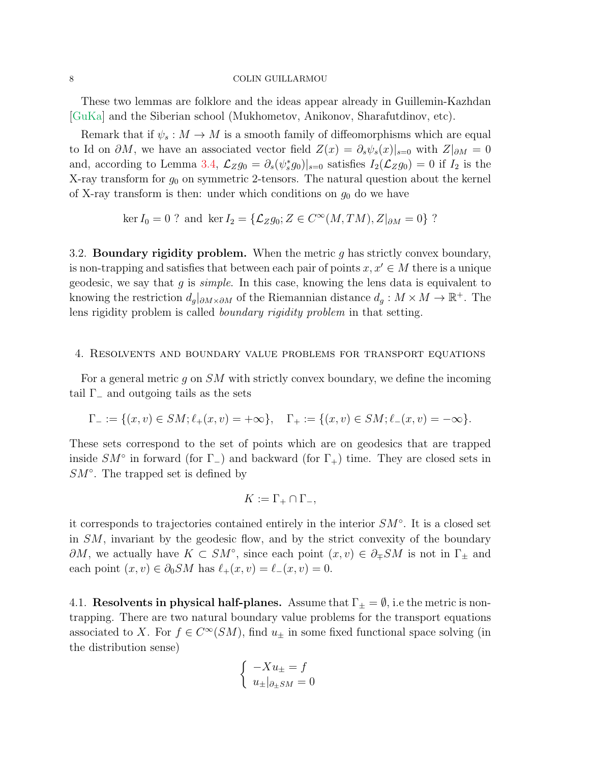These two lemmas are folklore and the ideas appear already in Guillemin-Kazhdan [GuKa] and the Siberian school (Mukhometov, Anikonov, Sharafutdinov, etc).

Remark that if $\psi_s : M \to M$ is a smooth family of diffeomorphisms which are equal to Id on $\partial M$, we have an associated vector field $Z(x) = \partial_s \psi_s(x)|_{s=0}$ with $Z|_{\partial M} = 0$ and, according to Lemma 3.4, $\mathcal{L}_Z g_0 = \partial_s(\psi_s^* g_0)|_{s=0}$ satisfies $I_2(\mathcal{L}_Z g_0) = 0$ if $I_2$ is the X-ray transform for $g_0$ on symmetric 2-tensors. The natural question about the kernel of X-ray transform is then: under which conditions on $g_0$ do we have

$$\ker I_0 = 0 \text{ ? and } \ker I_2 = \{\mathcal{L}_Z g_0; Z \in C^\infty(M, TM), Z|_{\partial M} = 0\} \text{ ?}$$

### 3.2. Boundary rigidity problem.

When the metric $g$ has strictly convex boundary, is non-trapping and satisfies that between each pair of points $x, x' \in M$ there is a unique geodesic, we say that $g$ is *simple*. In this case, knowing the lens data is equivalent to knowing the restriction $d_g|_{\partial M \times \partial M}$ of the Riemannian distance $d_g : M \times M \to \mathbb{R}^+$. The lens rigidity problem is called *boundary rigidity problem* in that setting.

## 4. Resolvents and boundary value problems for transport equations

For a general metric $g$ on $SM$ with strictly convex boundary, we define the incoming tail $\Gamma_-$ and outgoing tails as the sets

$$\Gamma_- := \{(x, v) \in SM; \ell_+(x, v) = +\infty\}, \quad \Gamma_+ := \{(x, v) \in SM; \ell_-(x, v) = -\infty\}.$$

These sets correspond to the set of points which are on geodesics that are trapped inside $SM^\circ$ in forward (for $\Gamma_-$) and backward (for $\Gamma_+$) time. They are closed sets in $SM^\circ$. The trapped set is defined by

$$K := \Gamma_+ \cap \Gamma_-,$$

it corresponds to trajectories contained entirely in the interior $SM^\circ$. It is a closed set in $SM$, invariant by the geodesic flow, and by the strict convexity of the boundary $\partial M$, we actually have $K \subset SM^\circ$, since each point $(x, v) \in \partial_\mp SM$ is not in $\Gamma_\pm$ and each point $(x, v) \in \partial_0 SM$ has $\ell_+(x, v) = \ell_-(x, v) = 0$.

### 4.1. Resolvents in physical half-planes.

Assume that $\Gamma_\pm = \emptyset$, i.e the metric is non-trapping. There are two natural boundary value problems for the transport equations associated to $X$. For $f \in C^\infty(SM)$, find $u_\pm$ in some fixed functional space solving (in the distribution sense)

$$\left\{ \begin{array}{l} -Xu_\pm = f \\ u_\pm|_{\partial_\pm SM} = 0 \end{array} \right.$$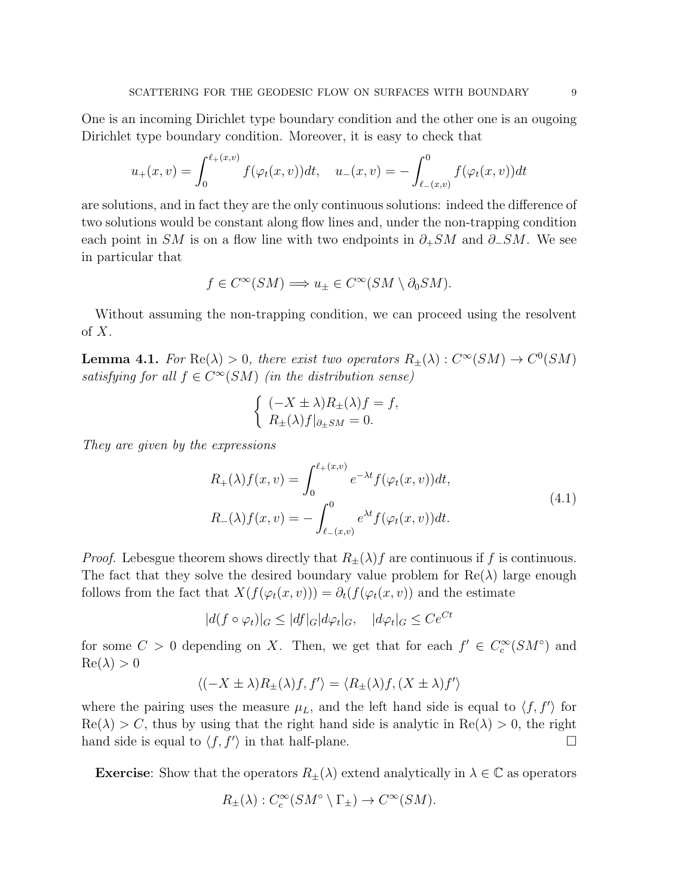One is an incoming Dirichlet type boundary condition and the other one is an ougoing Dirichlet type boundary condition. Moreover, it is easy to check that

$$u_+(x,v) = \int_0^{\ell_+(x,v)} f(\varphi_t(x,v))dt, \quad u_-(x,v) = -\int_{\ell_-(x,v)}^0 f(\varphi_t(x,v))dt$$

are solutions, and in fact they are the only continuous solutions: indeed the difference of two solutions would be constant along flow lines and, under the non-trapping condition each point in $SM$ is on a flow line with two endpoints in $\partial_+SM$ and $\partial_-SM$. We see in particular that

$$f \in C^\infty(SM) \Longrightarrow u_\pm \in C^\infty(SM \setminus \partial_0 SM).$$

Without assuming the non-trapping condition, we can proceed using the resolvent of $X$.

**Lemma 4.1.** *For $\mathrm{Re}(\lambda) > 0$, there exist two operators $R_\pm(\lambda) : C^\infty(SM) \to C^0(SM)$ satisfying for all $f \in C^\infty(SM)$ (in the distribution sense)*

$$\begin{cases} (-X \pm \lambda)R_\pm(\lambda)f = f, \\ R_\pm(\lambda)f|_{\partial_\pm SM} = 0. \end{cases}$$

*They are given by the expressions*

$$\begin{aligned} R_+(\lambda)f(x,v) &= \int_0^{\ell_+(x,v)} e^{-\lambda t} f(\varphi_t(x,v))dt, \\ R_-(\lambda)f(x,v) &= -\int_{\ell_-(x,v)}^0 e^{\lambda t} f(\varphi_t(x,v))dt. \end{aligned} \tag{4.1}$$

*Proof.* Lebesgue theorem shows directly that $R_\pm(\lambda)f$ are continuous if $f$ is continuous. The fact that they solve the desired boundary value problem for $\mathrm{Re}(\lambda)$ large enough follows from the fact that $X(f(\varphi_t(x,v))) = \partial_t(f(\varphi_t(x,v))$ and the estimate

$$|d(f \circ \varphi_t)|_G \leq |df|_G |d\varphi_t|_G, \quad |d\varphi_t|_G \leq Ce^{Ct}$$

for some $C > 0$ depending on $X$. Then, we get that for each $f' \in C_c^\infty(SM^\circ)$ and $\mathrm{Re}(\lambda) > 0$

$$\langle (-X \pm \lambda)R_\pm(\lambda)f, f'\rangle = \langle R_\pm(\lambda)f, (X \pm \lambda)f'\rangle$$

where the pairing uses the measure $\mu_L$, and the left hand side is equal to $\langle f, f'\rangle$ for $\mathrm{Re}(\lambda) > C$, thus by using that the right hand side is analytic in $\mathrm{Re}(\lambda) > 0$, the right hand side is equal to $\langle f, f'\rangle$ in that half-plane. □

**Exercise**: Show that the operators $R_\pm(\lambda)$ extend analytically in $\lambda \in \mathbb{C}$ as operators

$$R_\pm(\lambda) : C_c^\infty(SM^\circ \setminus \Gamma_\pm) \to C^\infty(SM).$$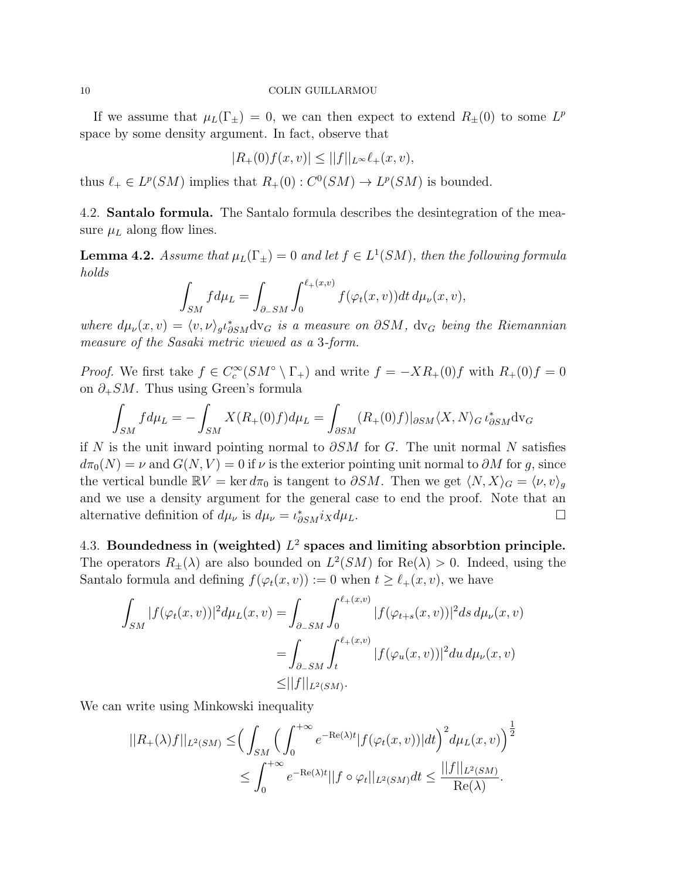If we assume that $\mu_L(\Gamma_\pm) = 0$, we can then expect to extend $R_\pm(0)$ to some $L^p$ space by some density argument. In fact, observe that

$$|R_+(0)f(x,v)| \leq ||f||_{L^\infty}\ell_+(x,v),$$

thus $\ell_+ \in L^p(SM)$ implies that $R_+(0) : C^0(SM) \to L^p(SM)$ is bounded.

### 4.2. **Santalo formula.**

The Santalo formula describes the desintegration of the measure $\mu_L$ along flow lines.

**Lemma 4.2.** *Assume that $\mu_L(\Gamma_\pm) = 0$ and let $f \in L^1(SM)$, then the following formula holds*

$$\int_{SM} f d\mu_L = \int_{\partial_- SM} \int_0^{\ell_+(x,v)} f(\varphi_t(x,v))dt\, d\mu_\nu(x,v),$$

*where $d\mu_\nu(x,v) = \langle v,\nu\rangle_g \iota^*_{\partial SM}\mathrm{dv}_G$ is a measure on $\partial SM$, $\mathrm{dv}_G$ being the Riemannian measure of the Sasaki metric viewed as a 3-form.*

*Proof.* We first take $f \in C_c^\infty(SM^\circ \setminus \Gamma_+)$ and write $f = -XR_+(0)f$ with $R_+(0)f = 0$ on $\partial_+ SM$. Thus using Green's formula

$$\int_{SM} f d\mu_L = -\int_{SM} X(R_+(0)f)d\mu_L = \int_{\partial SM}(R_+(0)f)|_{\partial SM}\langle X, N\rangle_G\, \iota^*_{\partial SM}\mathrm{dv}_G$$

if $N$ is the unit inward pointing normal to $\partial SM$ for $G$. The unit normal $N$ satisfies $d\pi_0(N) = \nu$ and $G(N,V) = 0$ if $\nu$ is the exterior pointing unit normal to $\partial M$ for $g$, since the vertical bundle $\mathbb{R}V = \ker d\pi_0$ is tangent to $\partial SM$. Then we get $\langle N, X\rangle_G = \langle \nu, v\rangle_g$ and we use a density argument for the general case to end the proof. Note that an alternative definition of $d\mu_\nu$ is $d\mu_\nu = \iota^*_{\partial SM} i_X d\mu_L$. □

### 4.3. **Boundedness in (weighted) $L^2$ spaces and limiting absorbtion principle.**

The operators $R_\pm(\lambda)$ are also bounded on $L^2(SM)$ for $\mathrm{Re}(\lambda) > 0$. Indeed, using the Santalo formula and defining $f(\varphi_t(x,v)) := 0$ when $t \geq \ell_+(x,v)$, we have

$$\begin{aligned}
\int_{SM} |f(\varphi_t(x,v))|^2 d\mu_L(x,v) &= \int_{\partial_- SM}\int_0^{\ell_+(x,v)} |f(\varphi_{t+s}(x,v))|^2 ds\, d\mu_\nu(x,v) \\
&= \int_{\partial_- SM}\int_t^{\ell_+(x,v)} |f(\varphi_u(x,v))|^2 du\, d\mu_\nu(x,v) \\
&\leq ||f||_{L^2(SM)}.
\end{aligned}$$

We can write using Minkowski inequality

$$\begin{aligned}
||R_+(\lambda)f||_{L^2(SM)} \leq &\Big(\int_{SM}\Big(\int_0^{+\infty} e^{-\mathrm{Re}(\lambda)t}|f(\varphi_t(x,v))|dt\Big)^2 d\mu_L(x,v)\Big)^{\frac{1}{2}} \\
\leq &\int_0^{+\infty} e^{-\mathrm{Re}(\lambda)t}||f\circ\varphi_t||_{L^2(SM)}dt \leq \frac{||f||_{L^2(SM)}}{\mathrm{Re}(\lambda)}.
\end{aligned}$$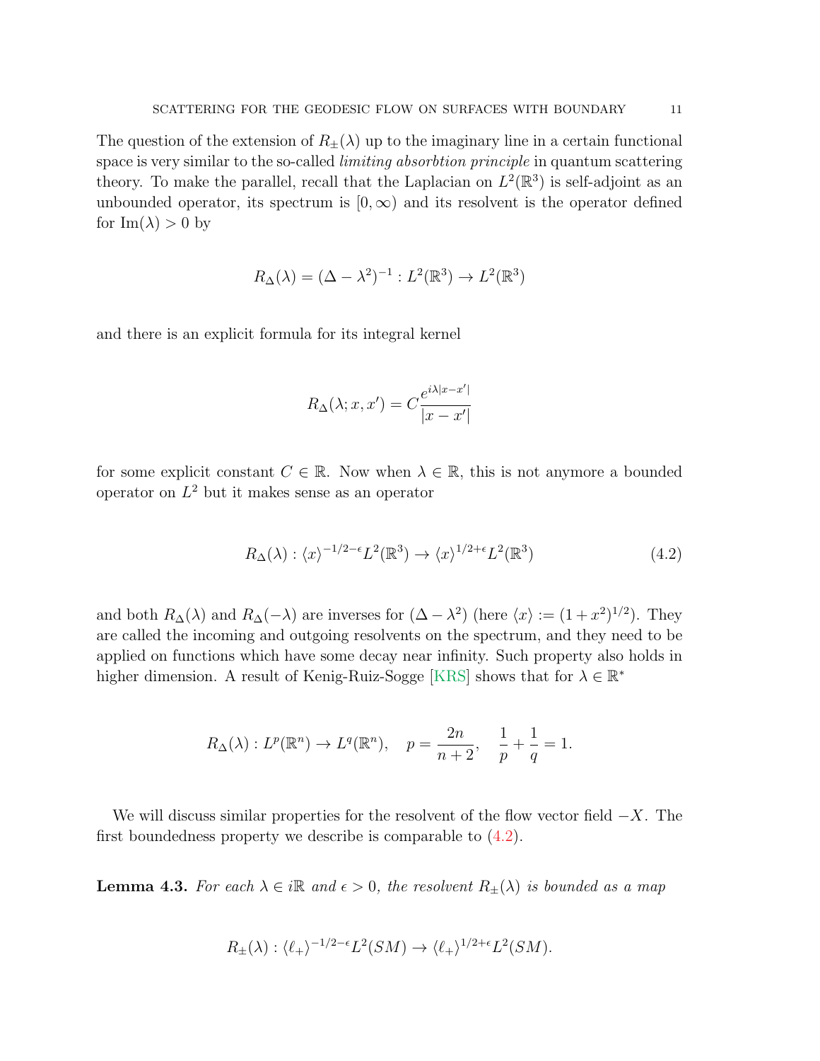The question of the extension of $R_\pm(\lambda)$ up to the imaginary line in a certain functional space is very similar to the so-called *limiting absorbtion principle* in quantum scattering theory. To make the parallel, recall that the Laplacian on $L^2(\mathbb{R}^3)$ is self-adjoint as an unbounded operator, its spectrum is $[0,\infty)$ and its resolvent is the operator defined for $\mathrm{Im}(\lambda) > 0$ by

$$R_\Delta(\lambda) = (\Delta - \lambda^2)^{-1} : L^2(\mathbb{R}^3) \to L^2(\mathbb{R}^3)$$

and there is an explicit formula for its integral kernel

$$R_\Delta(\lambda; x, x') = C \frac{e^{i\lambda|x-x'|}}{|x-x'|}$$

for some explicit constant $C \in \mathbb{R}$. Now when $\lambda \in \mathbb{R}$, this is not anymore a bounded operator on $L^2$ but it makes sense as an operator

$$R_\Delta(\lambda) : \langle x \rangle^{-1/2-\epsilon} L^2(\mathbb{R}^3) \to \langle x \rangle^{1/2+\epsilon} L^2(\mathbb{R}^3) \tag{4.2}$$

and both $R_\Delta(\lambda)$ and $R_\Delta(-\lambda)$ are inverses for $(\Delta - \lambda^2)$ (here $\langle x \rangle := (1+x^2)^{1/2}$). They are called the incoming and outgoing resolvents on the spectrum, and they need to be applied on functions which have some decay near infinity. Such property also holds in higher dimension. A result of Kenig-Ruiz-Sogge [KRS] shows that for $\lambda \in \mathbb{R}^*$

$$R_\Delta(\lambda) : L^p(\mathbb{R}^n) \to L^q(\mathbb{R}^n), \quad p = \frac{2n}{n+2}, \quad \frac{1}{p} + \frac{1}{q} = 1.$$

We will discuss similar properties for the resolvent of the flow vector field $-X$. The first boundedness property we describe is comparable to (4.2).

**Lemma 4.3.** *For each $\lambda \in i\mathbb{R}$ and $\epsilon > 0$, the resolvent $R_\pm(\lambda)$ is bounded as a map*

$$R_\pm(\lambda) : \langle \ell_+ \rangle^{-1/2-\epsilon} L^2(SM) \to \langle \ell_+ \rangle^{1/2+\epsilon} L^2(SM).$$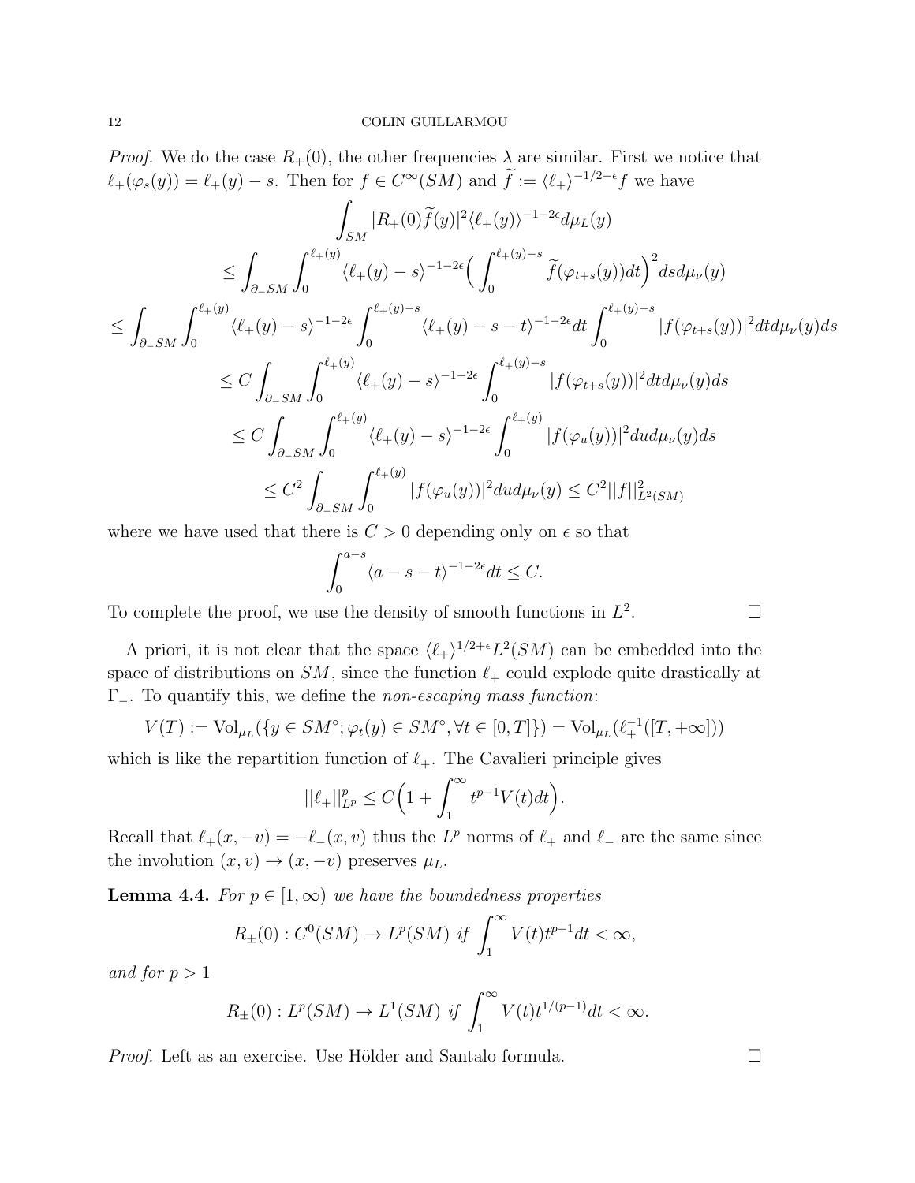*Proof.* We do the case $R_+(0)$, the other frequencies $\lambda$ are similar. First we notice that $\ell_+(\varphi_s(y)) = \ell_+(y) - s$. Then for $f \in C^\infty(SM)$ and $\widetilde{f} := \langle \ell_+ \rangle^{-1/2-\epsilon} f$ we have

$$
\begin{aligned}
&\int_{SM} |R_+(0)\widetilde{f}(y)|^2 \langle \ell_+(y)\rangle^{-1-2\epsilon} d\mu_L(y) \\
&\leq \int_{\partial_- SM} \int_0^{\ell_+(y)} \langle \ell_+(y) - s\rangle^{-1-2\epsilon} \Big( \int_0^{\ell_+(y)-s} \widetilde{f}(\varphi_{t+s}(y)) dt \Big)^2 ds d\mu_\nu(y) \\
&\leq \int_{\partial_- SM} \int_0^{\ell_+(y)} \langle \ell_+(y) - s\rangle^{-1-2\epsilon} \int_0^{\ell_+(y)-s} \langle \ell_+(y) - s - t\rangle^{-1-2\epsilon} dt \int_0^{\ell_+(y)-s} |f(\varphi_{t+s}(y))|^2 dt d\mu_\nu(y) ds \\
&\leq C \int_{\partial_- SM} \int_0^{\ell_+(y)} \langle \ell_+(y) - s\rangle^{-1-2\epsilon} \int_0^{\ell_+(y)-s} |f(\varphi_{t+s}(y))|^2 dt d\mu_\nu(y) ds \\
&\leq C \int_{\partial_- SM} \int_0^{\ell_+(y)} \langle \ell_+(y) - s\rangle^{-1-2\epsilon} \int_0^{\ell_+(y)} |f(\varphi_u(y))|^2 du d\mu_\nu(y) ds \\
&\leq C^2 \int_{\partial_- SM} \int_0^{\ell_+(y)} |f(\varphi_u(y))|^2 du d\mu_\nu(y) \leq C^2 ||f||^2_{L^2(SM)}
\end{aligned}
$$

where we have used that there is $C > 0$ depending only on $\epsilon$ so that

$$
\int_0^{a-s} \langle a - s - t\rangle^{-1-2\epsilon} dt \leq C.
$$

To complete the proof, we use the density of smooth functions in $L^2$. $\square$

A priori, it is not clear that the space $\langle \ell_+ \rangle^{1/2+\epsilon} L^2(SM)$ can be embedded into the space of distributions on $SM$, since the function $\ell_+$ could explode quite drastically at $\Gamma_-$. To quantify this, we define the *non-escaping mass function*:

$$
V(T) := \mathrm{Vol}_{\mu_L}(\{y \in SM^\circ ; \varphi_t(y) \in SM^\circ, \forall t \in [0,T]\}) = \mathrm{Vol}_{\mu_L}(\ell_+^{-1}([T, +\infty]))
$$

which is like the repartition function of $\ell_+$. The Cavalieri principle gives

$$
||\ell_+||^p_{L^p} \leq C\Big(1 + \int_1^\infty t^{p-1} V(t) dt\Big).
$$

Recall that $\ell_+(x, -v) = -\ell_-(x, v)$ thus the $L^p$ norms of $\ell_+$ and $\ell_-$ are the same since the involution $(x, v) \to (x, -v)$ preserves $\mu_L$.

**Lemma 4.4.** *For $p \in [1, \infty)$ we have the boundedness properties*

$$
R_\pm(0) : C^0(SM) \to L^p(SM) \text{ if } \int_1^\infty V(t) t^{p-1} dt < \infty,
$$

*and for $p > 1$*

$$
R_\pm(0) : L^p(SM) \to L^1(SM) \text{ if } \int_1^\infty V(t) t^{1/(p-1)} dt < \infty.
$$

*Proof.* Left as an exercise. Use Hölder and Santalo formula. $\square$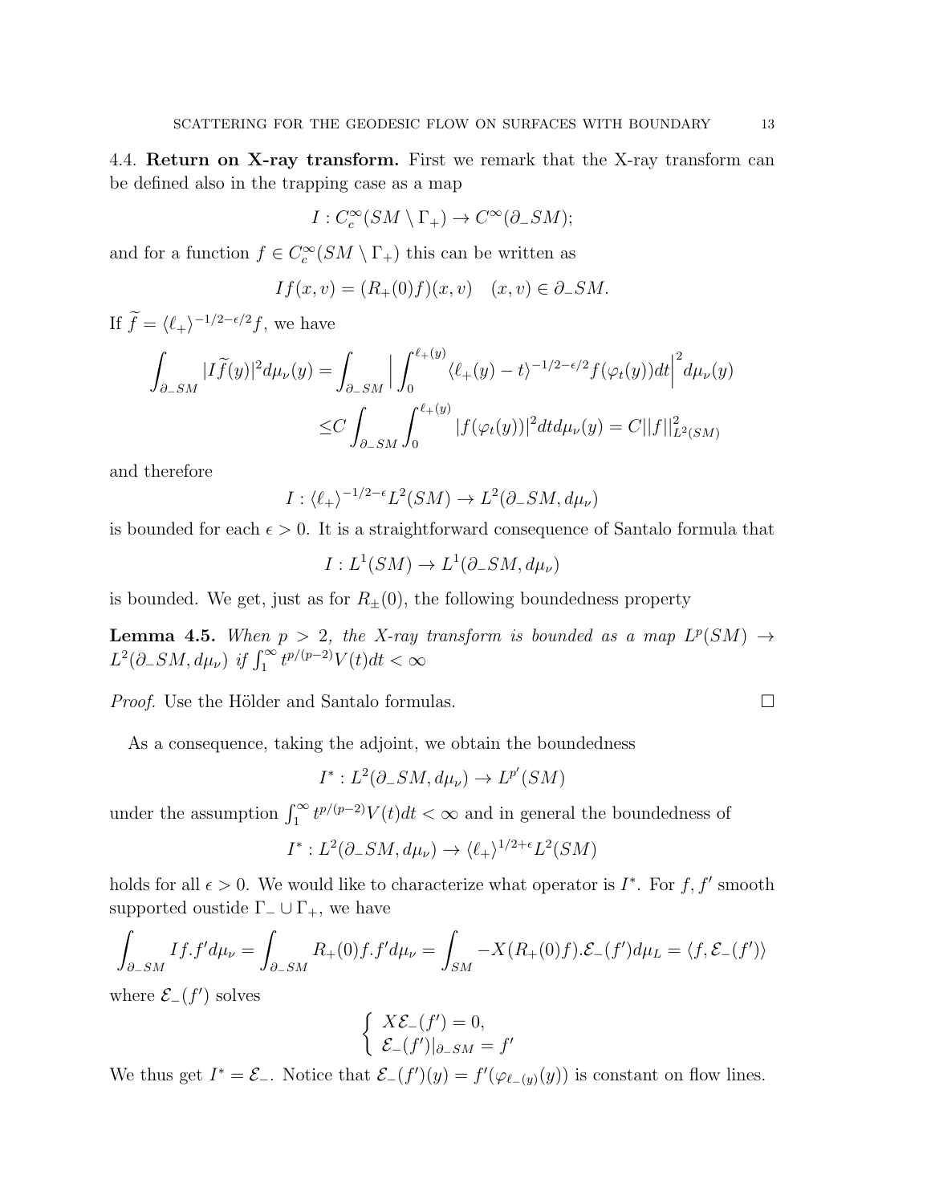4.4. **Return on X-ray transform.** First we remark that the X-ray transform can be defined also in the trapping case as a map

$$I : C_c^\infty(SM \setminus \Gamma_+) \to C^\infty(\partial_- SM);$$

and for a function $f \in C_c^\infty(SM \setminus \Gamma_+)$ this can be written as

$$If(x,v) = (R_+(0)f)(x,v) \quad (x,v) \in \partial_- SM.$$

If $\widetilde{f} = \langle \ell_+ \rangle^{-1/2-\epsilon/2} f$, we have

$$\begin{aligned}
\int_{\partial_- SM} |I\widetilde{f}(y)|^2 d\mu_\nu(y) &= \int_{\partial_- SM} \Big| \int_0^{\ell_+(y)} \langle \ell_+(y) - t \rangle^{-1/2-\epsilon/2} f(\varphi_t(y)) dt \Big|^2 d\mu_\nu(y) \\
&\leq C \int_{\partial_- SM} \int_0^{\ell_+(y)} |f(\varphi_t(y))|^2 dt d\mu_\nu(y) = C ||f||^2_{L^2(SM)}
\end{aligned}$$

and therefore

$$I : \langle \ell_+ \rangle^{-1/2-\epsilon} L^2(SM) \to L^2(\partial_- SM, d\mu_\nu)$$

is bounded for each $\epsilon > 0$. It is a straightforward consequence of Santalo formula that

$$I : L^1(SM) \to L^1(\partial_- SM, d\mu_\nu)$$

is bounded. We get, just as for $R_\pm(0)$, the following boundedness property

**Lemma 4.5.** *When $p > 2$, the X-ray transform is bounded as a map $L^p(SM) \to L^2(\partial_- SM, d\mu_\nu)$ if $\int_1^\infty t^{p/(p-2)} V(t) dt < \infty$*

*Proof.* Use the Hölder and Santalo formulas. □

As a consequence, taking the adjoint, we obtain the boundedness

$$I^* : L^2(\partial_- SM, d\mu_\nu) \to L^{p'}(SM)$$

under the assumption $\int_1^\infty t^{p/(p-2)} V(t) dt < \infty$ and in general the boundedness of

$$I^* : L^2(\partial_- SM, d\mu_\nu) \to \langle \ell_+ \rangle^{1/2+\epsilon} L^2(SM)$$

holds for all $\epsilon > 0$. We would like to characterize what operator is $I^*$. For $f, f'$ smooth supported oustide $\Gamma_- \cup \Gamma_+$, we have

$$\int_{\partial_- SM} If.f' d\mu_\nu = \int_{\partial_- SM} R_+(0)f.f' d\mu_\nu = \int_{SM} -X(R_+(0)f).\mathcal{E}_-(f') d\mu_L = \langle f, \mathcal{E}_-(f') \rangle$$

where $\mathcal{E}_-(f')$ solves

$$\begin{cases} X\mathcal{E}_-(f') = 0, \\ \mathcal{E}_-(f')|_{\partial_- SM} = f' \end{cases}$$

We thus get $I^* = \mathcal{E}_-$. Notice that $\mathcal{E}_-(f')(y) = f'(\varphi_{\ell_-(y)}(y))$ is constant on flow lines.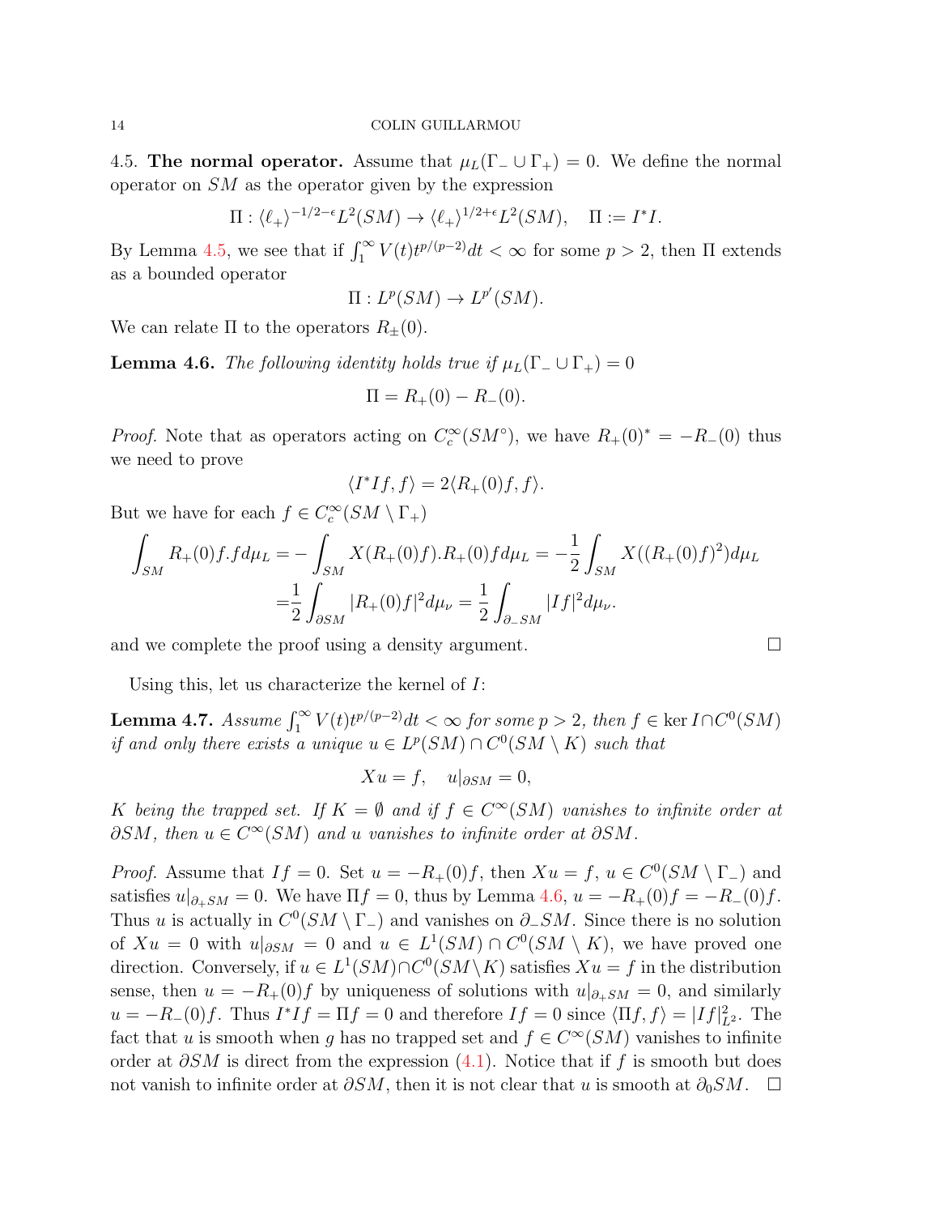4.5. **The normal operator.** Assume that $\mu_L(\Gamma_- \cup \Gamma_+) = 0$. We define the normal operator on $SM$ as the operator given by the expression

$$\Pi : \langle \ell_+ \rangle^{-1/2-\epsilon} L^2(SM) \to \langle \ell_+ \rangle^{1/2+\epsilon} L^2(SM), \quad \Pi := I^* I.$$

By Lemma 4.5, we see that if $\int_1^\infty V(t) t^{p/(p-2)} dt < \infty$ for some $p > 2$, then $\Pi$ extends as a bounded operator

$$\Pi : L^p(SM) \to L^{p'}(SM).$$

We can relate $\Pi$ to the operators $R_\pm(0)$.

**Lemma 4.6.** *The following identity holds true if $\mu_L(\Gamma_- \cup \Gamma_+) = 0$*

$$\Pi = R_+(0) - R_-(0).$$

*Proof.* Note that as operators acting on $C_c^\infty(SM^\circ)$, we have $R_+(0)^* = -R_-(0)$ thus we need to prove

$$\langle I^* I f, f \rangle = 2 \langle R_+(0) f, f \rangle.$$

But we have for each $f \in C_c^\infty(SM \setminus \Gamma_+)$

$$\begin{aligned}\int_{SM} R_+(0) f . f d\mu_L &= -\int_{SM} X(R_+(0)f) . R_+(0) f d\mu_L = -\frac{1}{2} \int_{SM} X((R_+(0)f)^2) d\mu_L \\ &= \frac{1}{2} \int_{\partial SM} |R_+(0) f|^2 d\mu_\nu = \frac{1}{2} \int_{\partial_- SM} |If|^2 d\mu_\nu.\end{aligned}$$

and we complete the proof using a density argument. $\square$

Using this, let us characterize the kernel of $I$:

**Lemma 4.7.** *Assume $\int_1^\infty V(t) t^{p/(p-2)} dt < \infty$ for some $p > 2$, then $f \in \ker I \cap C^0(SM)$ if and only there exists a unique $u \in L^p(SM) \cap C^0(SM \setminus K)$ such that*

$$Xu = f, \quad u|_{\partial SM} = 0,$$

*$K$ being the trapped set. If $K = \emptyset$ and if $f \in C^\infty(SM)$ vanishes to infinite order at $\partial SM$, then $u \in C^\infty(SM)$ and $u$ vanishes to infinite order at $\partial SM$.*

*Proof.* Assume that $If = 0$. Set $u = -R_+(0)f$, then $Xu = f$, $u \in C^0(SM \setminus \Gamma_-)$ and satisfies $u|_{\partial_+ SM} = 0$. We have $\Pi f = 0$, thus by Lemma 4.6, $u = -R_+(0)f = -R_-(0)f$. Thus $u$ is actually in $C^0(SM \setminus \Gamma_-)$ and vanishes on $\partial_- SM$. Since there is no solution of $Xu = 0$ with $u|_{\partial SM} = 0$ and $u \in L^1(SM) \cap C^0(SM \setminus K)$, we have proved one direction. Conversely, if $u \in L^1(SM) \cap C^0(SM \setminus K)$ satisfies $Xu = f$ in the distribution sense, then $u = -R_+(0)f$ by uniqueness of solutions with $u|_{\partial_+ SM} = 0$, and similarly $u = -R_-(0)f$. Thus $I^* I f = \Pi f = 0$ and therefore $If = 0$ since $\langle \Pi f, f \rangle = |If|^2_{L^2}$. The fact that $u$ is smooth when $g$ has no trapped set and $f \in C^\infty(SM)$ vanishes to infinite order at $\partial SM$ is direct from the expression (4.1). Notice that if $f$ is smooth but does not vanish to infinite order at $\partial SM$, then it is not clear that $u$ is smooth at $\partial_0 SM$. $\square$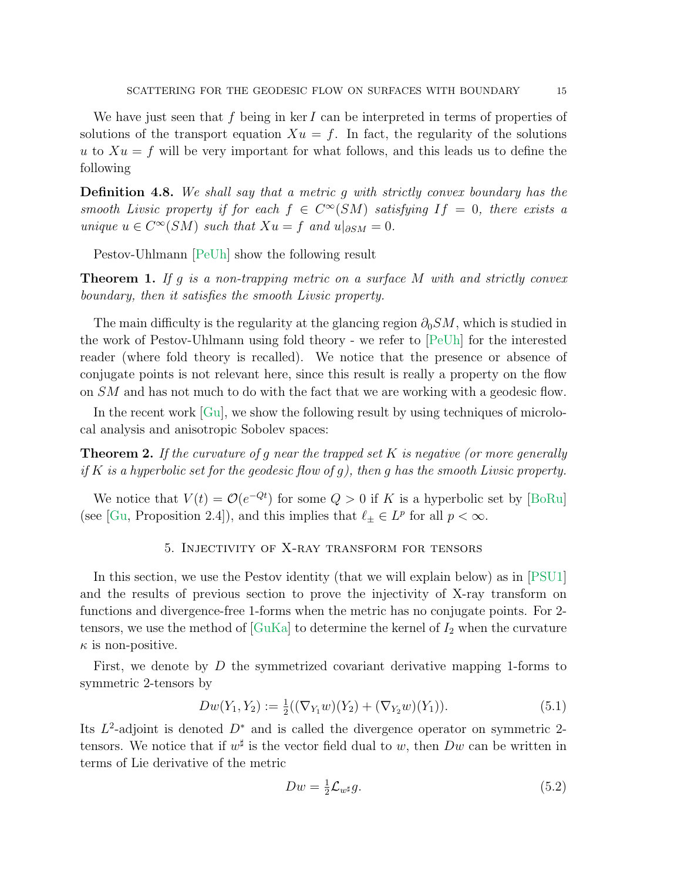We have just seen that $f$ being in $\ker I$ can be interpreted in terms of properties of solutions of the transport equation $Xu = f$. In fact, the regularity of the solutions $u$ to $Xu = f$ will be very important for what follows, and this leads us to define the following

**Definition 4.8.** *We shall say that a metric $g$ with strictly convex boundary has the smooth Livsic property if for each $f \in C^\infty(SM)$ satisfying $If = 0$, there exists a unique $u \in C^\infty(SM)$ such that $Xu = f$ and $u|_{\partial SM} = 0$.*

Pestov-Uhlmann [PeUh] show the following result

**Theorem 1.** *If $g$ is a non-trapping metric on a surface $M$ with and strictly convex boundary, then it satisfies the smooth Livsic property.*

The main difficulty is the regularity at the glancing region $\partial_0 SM$, which is studied in the work of Pestov-Uhlmann using fold theory - we refer to [PeUh] for the interested reader (where fold theory is recalled). We notice that the presence or absence of conjugate points is not relevant here, since this result is really a property on the flow on $SM$ and has not much to do with the fact that we are working with a geodesic flow.

In the recent work [Gu], we show the following result by using techniques of microlocal analysis and anisotropic Sobolev spaces:

**Theorem 2.** *If the curvature of $g$ near the trapped set $K$ is negative (or more generally if $K$ is a hyperbolic set for the geodesic flow of $g$), then $g$ has the smooth Livsic property.*

We notice that $V(t) = \mathcal{O}(e^{-Qt})$ for some $Q > 0$ if $K$ is a hyperbolic set by [BoRu] (see [Gu, Proposition 2.4]), and this implies that $\ell_\pm \in L^p$ for all $p < \infty$.

## 5. Injectivity of X-ray transform for tensors

In this section, we use the Pestov identity (that we will explain below) as in [PSU1] and the results of previous section to prove the injectivity of X-ray transform on functions and divergence-free 1-forms when the metric has no conjugate points. For 2-tensors, we use the method of [GuKa] to determine the kernel of $I_2$ when the curvature $\kappa$ is non-positive.

First, we denote by $D$ the symmetrized covariant derivative mapping 1-forms to symmetric 2-tensors by

$$Dw(Y_1, Y_2) := \tfrac{1}{2}((\nabla_{Y_1} w)(Y_2) + (\nabla_{Y_2} w)(Y_1)). \tag{5.1}$$

Its $L^2$-adjoint is denoted $D^*$ and is called the divergence operator on symmetric 2-tensors. We notice that if $w^\sharp$ is the vector field dual to $w$, then $Dw$ can be written in terms of Lie derivative of the metric

$$Dw = \tfrac{1}{2}\mathcal{L}_{w^\sharp} g. \tag{5.2}$$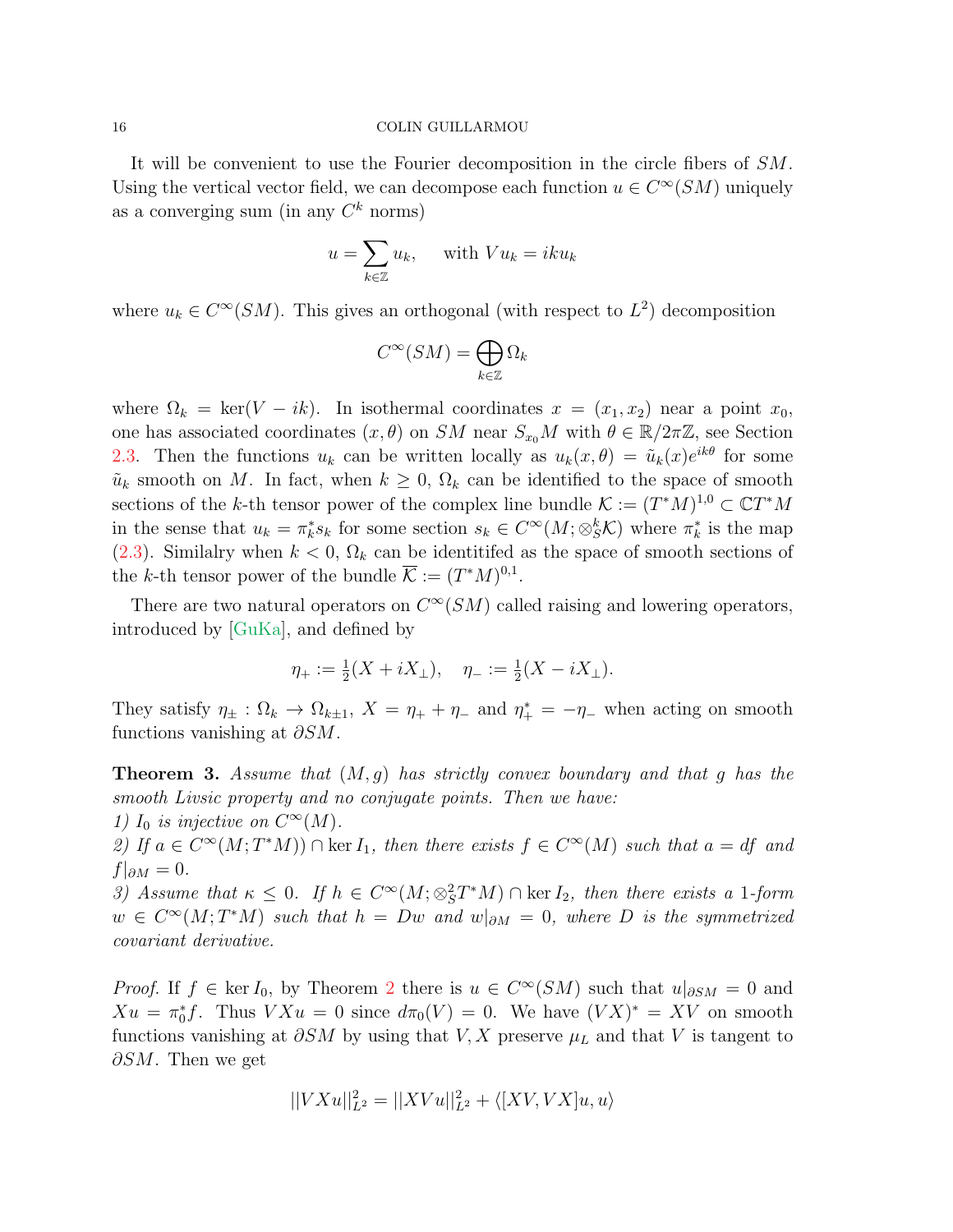It will be convenient to use the Fourier decomposition in the circle fibers of $SM$. Using the vertical vector field, we can decompose each function $u \in C^\infty(SM)$ uniquely as a converging sum (in any $C^k$ norms)

$$u = \sum_{k\in\mathbb{Z}} u_k, \quad \text{ with } Vu_k = iku_k$$

where $u_k \in C^\infty(SM)$. This gives an orthogonal (with respect to $L^2$) decomposition

$$C^\infty(SM) = \bigoplus_{k\in\mathbb{Z}} \Omega_k$$

where $\Omega_k = \ker(V - ik)$. In isothermal coordinates $x = (x_1, x_2)$ near a point $x_0$, one has associated coordinates $(x, \theta)$ on $SM$ near $S_{x_0}M$ with $\theta \in \mathbb{R}/2\pi\mathbb{Z}$, see Section 2.3. Then the functions $u_k$ can be written locally as $u_k(x, \theta) = \tilde{u}_k(x)e^{ik\theta}$ for some $\tilde{u}_k$ smooth on $M$. In fact, when $k \geq 0$, $\Omega_k$ can be identified to the space of smooth sections of the $k$-th tensor power of the complex line bundle $\mathcal{K} := (T^*M)^{1,0} \subset \mathbb{C}T^*M$ in the sense that $u_k = \pi_k^* s_k$ for some section $s_k \in C^\infty(M; \otimes_S^k \mathcal{K})$ where $\pi_k^*$ is the map (2.3). Similalry when $k < 0$, $\Omega_k$ can be identitifed as the space of smooth sections of the $k$-th tensor power of the bundle $\overline{\mathcal{K}} := (T^*M)^{0,1}$.

There are two natural operators on $C^\infty(SM)$ called raising and lowering operators, introduced by [GuKa], and defined by

$$\eta_+ := \tfrac{1}{2}(X + iX_\perp), \quad \eta_- := \tfrac{1}{2}(X - iX_\perp).$$

They satisfy $\eta_\pm : \Omega_k \to \Omega_{k\pm1}$, $X = \eta_+ + \eta_-$ and $\eta_+^* = -\eta_-$ when acting on smooth functions vanishing at $\partial SM$.

**Theorem 3.** *Assume that $(M, g)$ has strictly convex boundary and that $g$ has the smooth Livsic property and no conjugate points. Then we have:*
*1) $I_0$ is injective on $C^\infty(M)$.*
*2) If $a \in C^\infty(M; T^*M)) \cap \ker I_1$, then there exists $f \in C^\infty(M)$ such that $a = df$ and $f|_{\partial M} = 0$.*
*3) Assume that $\kappa \leq 0$. If $h \in C^\infty(M; \otimes_S^2 T^*M) \cap \ker I_2$, then there exists a 1-form $w \in C^\infty(M; T^*M)$ such that $h = Dw$ and $w|_{\partial M} = 0$, where $D$ is the symmetrized covariant derivative.*

*Proof.* If $f \in \ker I_0$, by Theorem 2 there is $u \in C^\infty(SM)$ such that $u|_{\partial SM} = 0$ and $Xu = \pi_0^* f$. Thus $VXu = 0$ since $d\pi_0(V) = 0$. We have $(VX)^* = XV$ on smooth functions vanishing at $\partial SM$ by using that $V, X$ preserve $\mu_L$ and that $V$ is tangent to $\partial SM$. Then we get

$$||VXu||_{L^2}^2 = ||XVu||_{L^2}^2 + \langle [XV, VX]u, u \rangle$$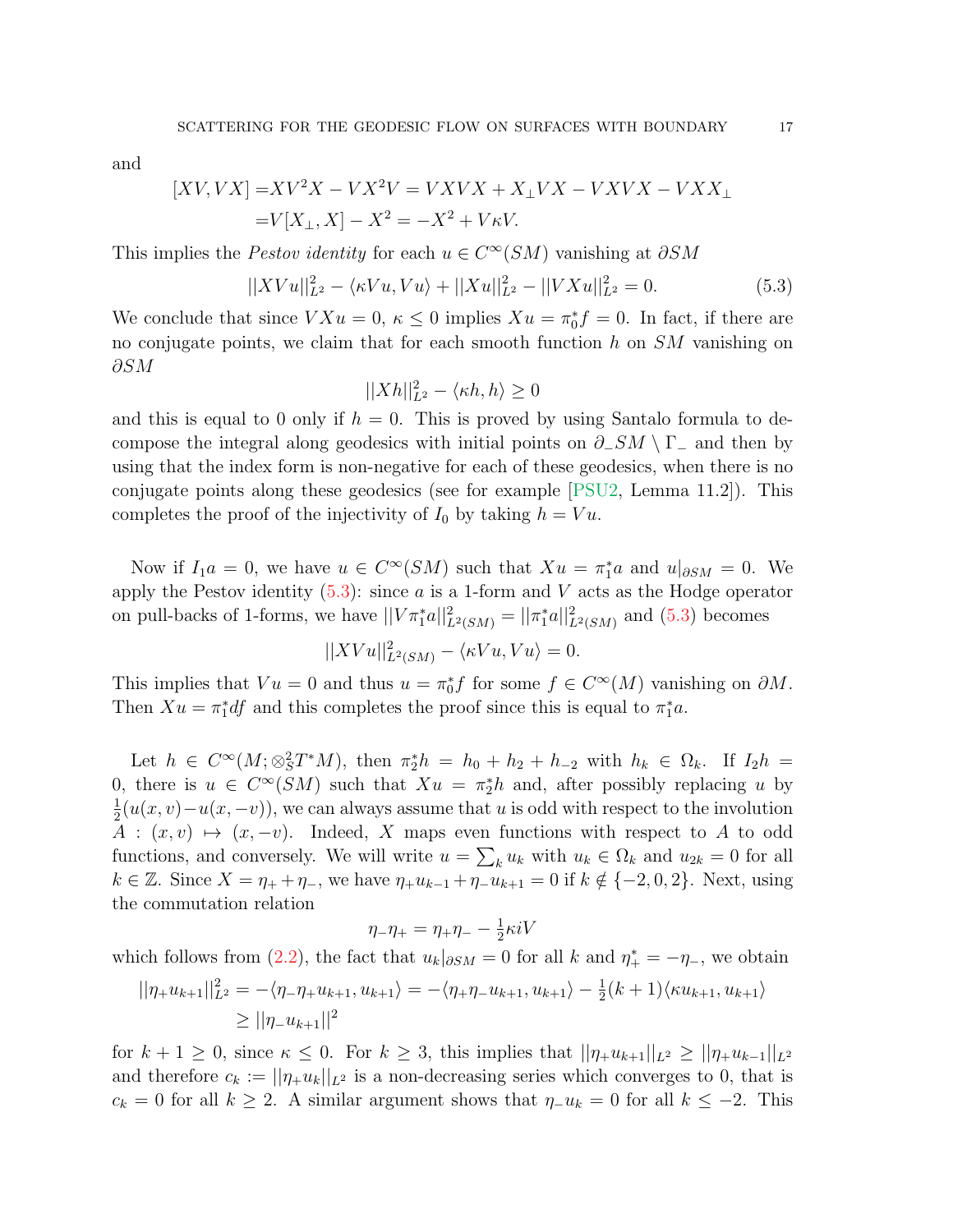and

$$
\begin{aligned}
[XV, VX] =& XV^2X - VX^2V = VXVX + X_\perp VX - VXVX - VXX_\perp \\
=& V[X_\perp, X] - X^2 = -X^2 + V\kappa V.
\end{aligned}
$$

This implies the *Pestov identity* for each $u \in C^\infty(SM)$ vanishing at $\partial SM$

$$
||XVu||_{L^2}^2 - \langle \kappa Vu, Vu\rangle + ||Xu||_{L^2}^2 - ||VXu||_{L^2}^2 = 0. \tag{5.3}
$$

We conclude that since $VXu = 0$, $\kappa \leq 0$ implies $Xu = \pi_0^* f = 0$. In fact, if there are no conjugate points, we claim that for each smooth function $h$ on $SM$ vanishing on $\partial SM$

$$
||Xh||_{L^2}^2 - \langle \kappa h, h\rangle \geq 0
$$

and this is equal to 0 only if $h = 0$. This is proved by using Santalo formula to decompose the integral along geodesics with initial points on $\partial_- SM \setminus \Gamma_-$ and then by using that the index form is non-negative for each of these geodesics, when there is no conjugate points along these geodesics (see for example [PSU2, Lemma 11.2]). This completes the proof of the injectivity of $I_0$ by taking $h = Vu$.

Now if $I_1 a = 0$, we have $u \in C^\infty(SM)$ such that $Xu = \pi_1^* a$ and $u|_{\partial SM} = 0$. We apply the Pestov identity (5.3): since $a$ is a 1-form and $V$ acts as the Hodge operator on pull-backs of 1-forms, we have $||V\pi_1^* a||_{L^2(SM)}^2 = ||\pi_1^* a||_{L^2(SM)}^2$ and (5.3) becomes

$$
||XVu||_{L^2(SM)}^2 - \langle \kappa Vu, Vu\rangle = 0.
$$

This implies that $Vu = 0$ and thus $u = \pi_0^* f$ for some $f \in C^\infty(M)$ vanishing on $\partial M$. Then $Xu = \pi_1^* df$ and this completes the proof since this is equal to $\pi_1^* a$.

Let $h \in C^\infty(M; \otimes_S^2 T^*M)$, then $\pi_2^* h = h_0 + h_2 + h_{-2}$ with $h_k \in \Omega_k$. If $I_2 h = 0$, there is $u \in C^\infty(SM)$ such that $Xu = \pi_2^* h$ and, after possibly replacing $u$ by $\frac{1}{2}(u(x,v) - u(x,-v))$, we can always assume that $u$ is odd with respect to the involution $A : (x,v) \mapsto (x,-v)$. Indeed, $X$ maps even functions with respect to $A$ to odd functions, and conversely. We will write $u = \sum_k u_k$ with $u_k \in \Omega_k$ and $u_{2k} = 0$ for all $k \in \mathbb{Z}$. Since $X = \eta_+ + \eta_-$, we have $\eta_+ u_{k-1} + \eta_- u_{k+1} = 0$ if $k \notin \{-2, 0, 2\}$. Next, using the commutation relation

$$
\eta_- \eta_+ = \eta_+ \eta_- - \tfrac{1}{2}\kappa i V
$$

which follows from (2.2), the fact that $u_k|_{\partial SM} = 0$ for all $k$ and $\eta_+^* = -\eta_-$, we obtain

$$
\begin{aligned}
||\eta_+ u_{k+1}||_{L^2}^2 &= -\langle \eta_- \eta_+ u_{k+1}, u_{k+1}\rangle = -\langle \eta_+ \eta_- u_{k+1}, u_{k+1}\rangle - \tfrac{1}{2}(k+1)\langle \kappa u_{k+1}, u_{k+1}\rangle \\
&\geq ||\eta_- u_{k+1}||^2
\end{aligned}
$$

for $k+1 \geq 0$, since $\kappa \leq 0$. For $k \geq 3$, this implies that $||\eta_+ u_{k+1}||_{L^2} \geq ||\eta_+ u_{k-1}||_{L^2}$ and therefore $c_k := ||\eta_+ u_k||_{L^2}$ is a non-decreasing series which converges to 0, that is $c_k = 0$ for all $k \geq 2$. A similar argument shows that $\eta_- u_k = 0$ for all $k \leq -2$. This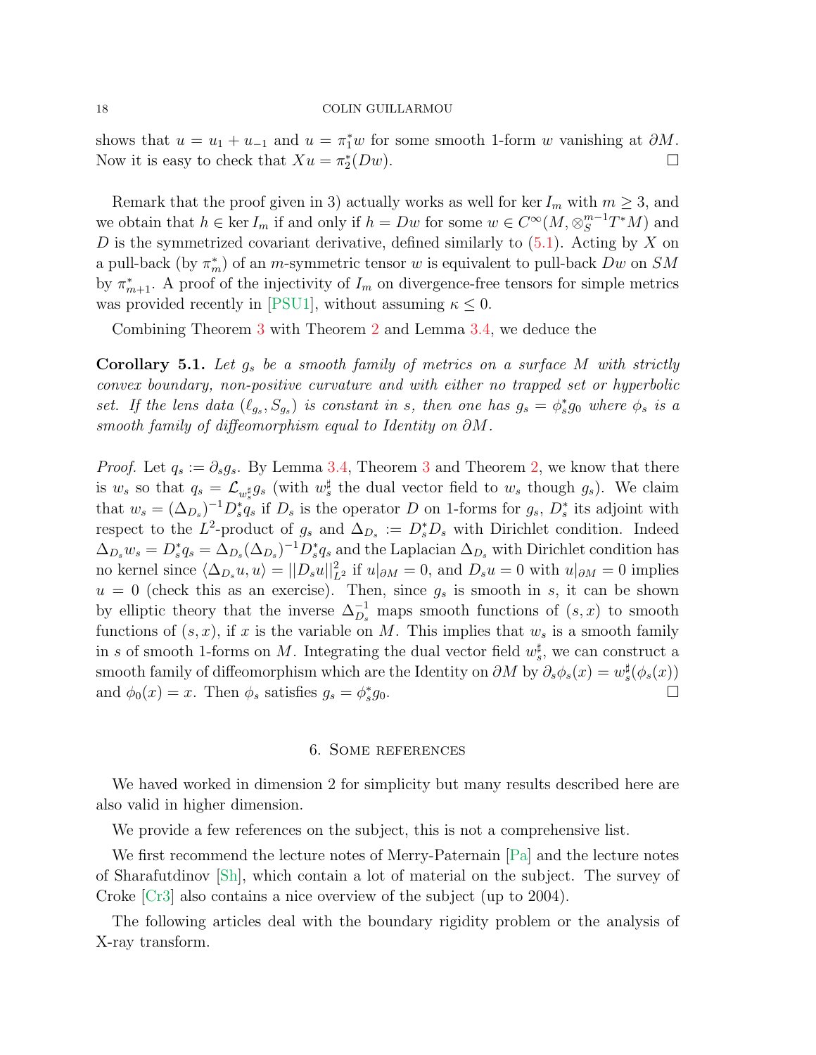shows that $u = u_1 + u_{-1}$ and $u = \pi_1^* w$ for some smooth 1-form $w$ vanishing at $\partial M$. Now it is easy to check that $Xu = \pi_2^*(Dw)$. ☐

Remark that the proof given in 3) actually works as well for $\ker I_m$ with $m \geq 3$, and we obtain that $h \in \ker I_m$ if and only if $h = Dw$ for some $w \in C^\infty(M, \otimes_S^{m-1} T^*M)$ and $D$ is the symmetrized covariant derivative, defined similarly to (5.1). Acting by $X$ on a pull-back (by $\pi_m^*$) of an $m$-symmetric tensor $w$ is equivalent to pull-back $Dw$ on $SM$ by $\pi_{m+1}^*$. A proof of the injectivity of $I_m$ on divergence-free tensors for simple metrics was provided recently in [PSU1], without assuming $\kappa \leq 0$.

Combining Theorem 3 with Theorem 2 and Lemma 3.4, we deduce the

**Corollary 5.1.** *Let $g_s$ be a smooth family of metrics on a surface $M$ with strictly convex boundary, non-positive curvature and with either no trapped set or hyperbolic set. If the lens data $(\ell_{g_s}, S_{g_s})$ is constant in $s$, then one has $g_s = \phi_s^* g_0$ where $\phi_s$ is a smooth family of diffeomorphism equal to Identity on $\partial M$.*

*Proof.* Let $q_s := \partial_s g_s$. By Lemma 3.4, Theorem 3 and Theorem 2, we know that there is $w_s$ so that $q_s = \mathcal{L}_{w_s^\sharp} g_s$ (with $w_s^\sharp$ the dual vector field to $w_s$ though $g_s$). We claim that $w_s = (\Delta_{D_s})^{-1} D_s^* q_s$ if $D_s$ is the operator $D$ on 1-forms for $g_s$, $D_s^*$ its adjoint with respect to the $L^2$-product of $g_s$ and $\Delta_{D_s} := D_s^* D_s$ with Dirichlet condition. Indeed $\Delta_{D_s} w_s = D_s^* q_s = \Delta_{D_s}(\Delta_{D_s})^{-1} D_s^* q_s$ and the Laplacian $\Delta_{D_s}$ with Dirichlet condition has no kernel since $\langle \Delta_{D_s} u, u\rangle = ||D_s u||_{L^2}^2$ if $u|_{\partial M} = 0$, and $D_s u = 0$ with $u|_{\partial M} = 0$ implies $u = 0$ (check this as an exercise). Then, since $g_s$ is smooth in $s$, it can be shown by elliptic theory that the inverse $\Delta_{D_s}^{-1}$ maps smooth functions of $(s, x)$ to smooth functions of $(s, x)$, if $x$ is the variable on $M$. This implies that $w_s$ is a smooth family in $s$ of smooth 1-forms on $M$. Integrating the dual vector field $w_s^\sharp$, we can construct a smooth family of diffeomorphism which are the Identity on $\partial M$ by $\partial_s \phi_s(x) = w_s^\sharp(\phi_s(x))$ and $\phi_0(x) = x$. Then $\phi_s$ satisfies $g_s = \phi_s^* g_0$. ☐

## 6. Some references

We haved worked in dimension 2 for simplicity but many results described here are also valid in higher dimension.

We provide a few references on the subject, this is not a comprehensive list.

We first recommend the lecture notes of Merry-Paternain [Pa] and the lecture notes of Sharafutdinov [Sh], which contain a lot of material on the subject. The survey of Croke [Cr3] also contains a nice overview of the subject (up to 2004).

The following articles deal with the boundary rigidity problem or the analysis of X-ray transform.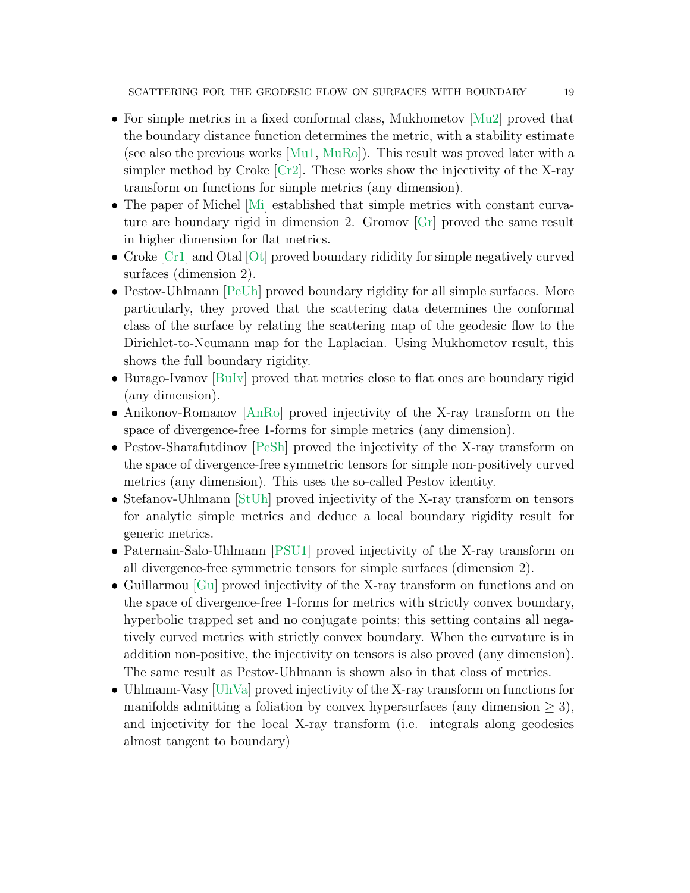- For simple metrics in a fixed conformal class, Mukhometov [Mu2] proved that the boundary distance function determines the metric, with a stability estimate (see also the previous works [Mu1, MuRo]). This result was proved later with a simpler method by Croke [Cr2]. These works show the injectivity of the X-ray transform on functions for simple metrics (any dimension).
- The paper of Michel [Mi] established that simple metrics with constant curvature are boundary rigid in dimension 2. Gromov [Gr] proved the same result in higher dimension for flat metrics.
- Croke [Cr1] and Otal [Ot] proved boundary rididity for simple negatively curved surfaces (dimension 2).
- Pestov-Uhlmann [PeUh] proved boundary rigidity for all simple surfaces. More particularly, they proved that the scattering data determines the conformal class of the surface by relating the scattering map of the geodesic flow to the Dirichlet-to-Neumann map for the Laplacian. Using Mukhometov result, this shows the full boundary rigidity.
- Burago-Ivanov [BuIv] proved that metrics close to flat ones are boundary rigid (any dimension).
- Anikonov-Romanov [AnRo] proved injectivity of the X-ray transform on the space of divergence-free 1-forms for simple metrics (any dimension).
- Pestov-Sharafutdinov [PeSh] proved the injectivity of the X-ray transform on the space of divergence-free symmetric tensors for simple non-positively curved metrics (any dimension). This uses the so-called Pestov identity.
- Stefanov-Uhlmann [StUh] proved injectivity of the X-ray transform on tensors for analytic simple metrics and deduce a local boundary rigidity result for generic metrics.
- Paternain-Salo-Uhlmann [PSU1] proved injectivity of the X-ray transform on all divergence-free symmetric tensors for simple surfaces (dimension 2).
- Guillarmou [Gu] proved injectivity of the X-ray transform on functions and on the space of divergence-free 1-forms for metrics with strictly convex boundary, hyperbolic trapped set and no conjugate points; this setting contains all negatively curved metrics with strictly convex boundary. When the curvature is in addition non-positive, the injectivity on tensors is also proved (any dimension). The same result as Pestov-Uhlmann is shown also in that class of metrics.
- Uhlmann-Vasy [UhVa] proved injectivity of the X-ray transform on functions for manifolds admitting a foliation by convex hypersurfaces (any dimension $\geq 3$), and injectivity for the local X-ray transform (i.e. integrals along geodesics almost tangent to boundary)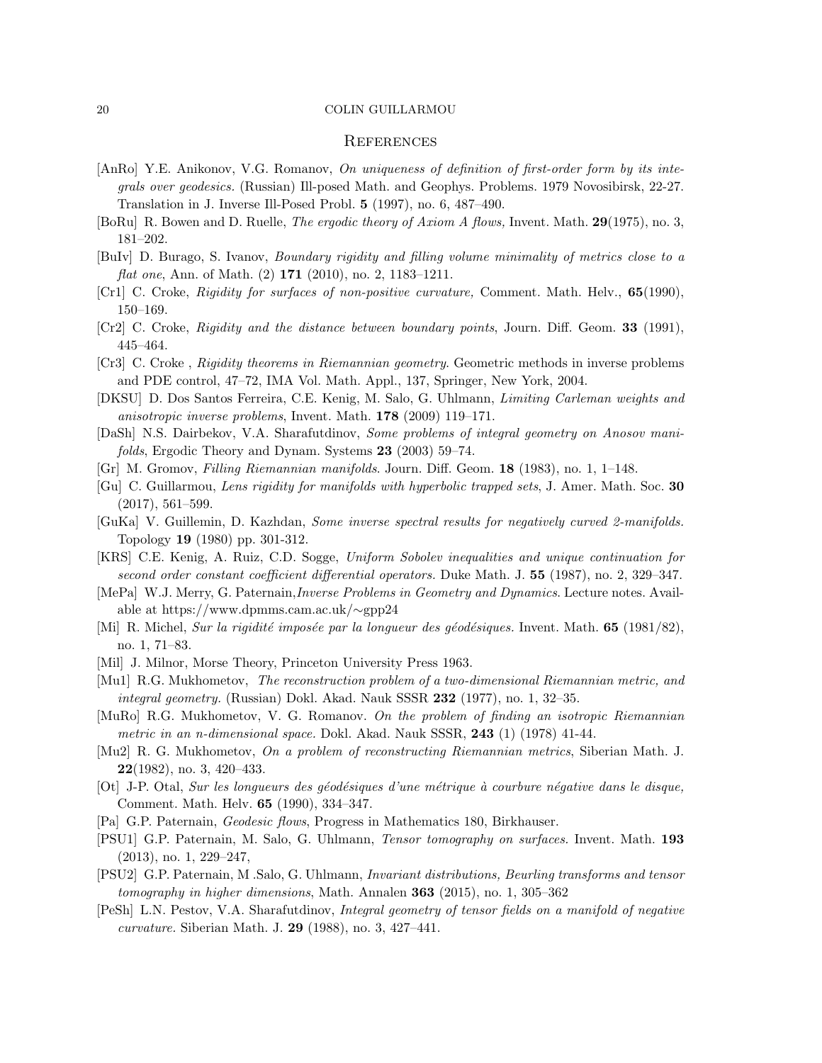## References

- [AnRo] Y.E. Anikonov, V.G. Romanov, *On uniqueness of definition of first-order form by its integrals over geodesics*. (Russian) Ill-posed Math. and Geophys. Problems. 1979 Novosibirsk, 22-27. Translation in J. Inverse Ill-Posed Probl. **5** (1997), no. 6, 487–490.
- [BoRu] R. Bowen and D. Ruelle, *The ergodic theory of Axiom A flows,* Invent. Math. **29**(1975), no. 3, 181–202.
- [BuIv] D. Burago, S. Ivanov, *Boundary rigidity and filling volume minimality of metrics close to a flat one*, Ann. of Math. (2) **171** (2010), no. 2, 1183–1211.
- [Cr1] C. Croke, *Rigidity for surfaces of non-positive curvature,* Comment. Math. Helv., **65**(1990), 150–169.
- [Cr2] C. Croke, *Rigidity and the distance between boundary points*, Journ. Diff. Geom. **33** (1991), 445–464.
- [Cr3] C. Croke , *Rigidity theorems in Riemannian geometry*. Geometric methods in inverse problems and PDE control, 47–72, IMA Vol. Math. Appl., 137, Springer, New York, 2004.
- [DKSU] D. Dos Santos Ferreira, C.E. Kenig, M. Salo, G. Uhlmann, *Limiting Carleman weights and anisotropic inverse problems*, Invent. Math. **178** (2009) 119–171.
- [DaSh] N.S. Dairbekov, V.A. Sharafutdinov, *Some problems of integral geometry on Anosov manifolds*, Ergodic Theory and Dynam. Systems **23** (2003) 59–74.
- [Gr] M. Gromov, *Filling Riemannian manifolds*. Journ. Diff. Geom. **18** (1983), no. 1, 1–148.
- [Gu] C. Guillarmou, *Lens rigidity for manifolds with hyperbolic trapped sets*, J. Amer. Math. Soc. **30** (2017), 561–599.
- [GuKa] V. Guillemin, D. Kazhdan, *Some inverse spectral results for negatively curved 2-manifolds.* Topology **19** (1980) pp. 301-312.
- [KRS] C.E. Kenig, A. Ruiz, C.D. Sogge, *Uniform Sobolev inequalities and unique continuation for second order constant coefficient differential operators.* Duke Math. J. **55** (1987), no. 2, 329–347.
- [MePa] W.J. Merry, G. Paternain,*Inverse Problems in Geometry and Dynamics*. Lecture notes. Available at https://www.dpmms.cam.ac.uk/∼gpp24
- [Mi] R. Michel, *Sur la rigidité imposée par la longueur des géodésiques.* Invent. Math. **65** (1981/82), no. 1, 71–83.
- [Mil] J. Milnor, Morse Theory, Princeton University Press 1963.
- [Mu1] R.G. Mukhometov, *The reconstruction problem of a two-dimensional Riemannian metric, and integral geometry.* (Russian) Dokl. Akad. Nauk SSSR **232** (1977), no. 1, 32–35.
- [MuRo] R.G. Mukhometov, V. G. Romanov. *On the problem of finding an isotropic Riemannian metric in an n-dimensional space.* Dokl. Akad. Nauk SSSR, **243** (1) (1978) 41-44.
- [Mu2] R. G. Mukhometov, *On a problem of reconstructing Riemannian metrics*, Siberian Math. J. **22**(1982), no. 3, 420–433.
- [Ot] J-P. Otal, *Sur les longueurs des géodésiques d'une métrique à courbure négative dans le disque,* Comment. Math. Helv. **65** (1990), 334–347.
- [Pa] G.P. Paternain, *Geodesic flows*, Progress in Mathematics 180, Birkhauser.
- [PSU1] G.P. Paternain, M. Salo, G. Uhlmann, *Tensor tomography on surfaces.* Invent. Math. **193** (2013), no. 1, 229–247,
- [PSU2] G.P. Paternain, M .Salo, G. Uhlmann, *Invariant distributions, Beurling transforms and tensor tomography in higher dimensions*, Math. Annalen **363** (2015), no. 1, 305–362
- [PeSh] L.N. Pestov, V.A. Sharafutdinov, *Integral geometry of tensor fields on a manifold of negative curvature.* Siberian Math. J. **29** (1988), no. 3, 427–441.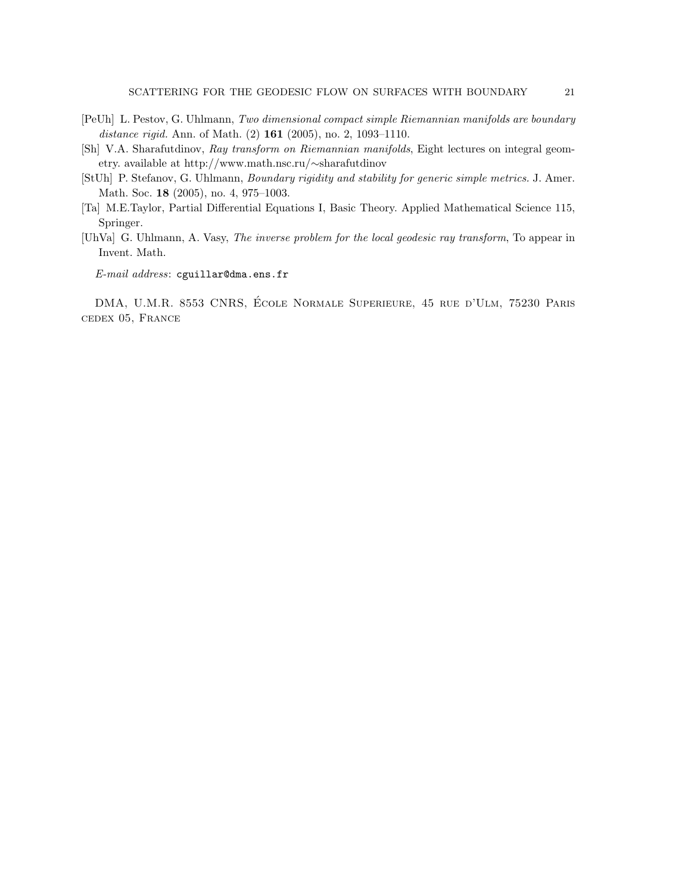[PeUh] L. Pestov, G. Uhlmann, *Two dimensional compact simple Riemannian manifolds are boundary distance rigid.* Ann. of Math. (2) **161** (2005), no. 2, 1093–1110.

[Sh] V.A. Sharafutdinov, *Ray transform on Riemannian manifolds*, Eight lectures on integral geometry. available at http://www.math.nsc.ru/∼sharafutdinov

[StUh] P. Stefanov, G. Uhlmann, *Boundary rigidity and stability for generic simple metrics.* J. Amer. Math. Soc. **18** (2005), no. 4, 975–1003.

[Ta] M.E.Taylor, Partial Differential Equations I, Basic Theory. Applied Mathematical Science 115, Springer.

[UhVa] G. Uhlmann, A. Vasy, *The inverse problem for the local geodesic ray transform*, To appear in Invent. Math.

*E-mail address*: `cguillar@dma.ens.fr`

DMA, U.M.R. 8553 CNRS, École Normale Superieure, 45 rue d'Ulm, 75230 Paris cedex 05, France